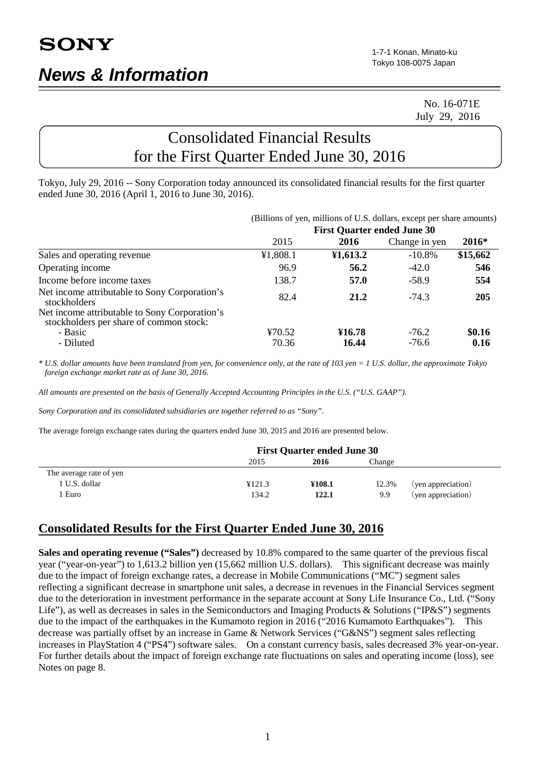**SONY**

## *News & Information*

1-7-1 Konan, Minato-ku
Tokyo 108-0075 Japan

No. 16-071E
July 29, 2016

# Consolidated Financial Results for the First Quarter Ended June 30, 2016

Tokyo, July 29, 2016 -- Sony Corporation today announced its consolidated financial results for the first quarter ended June 30, 2016 (April 1, 2016 to June 30, 2016).

(Billions of yen, millions of U.S. dollars, except per share amounts)

| | First Quarter ended June 30 | | | |
|---|---|---|---|---|
| | 2015 | **2016** | Change in yen | **2016*** |
| Sales and operating revenue | ¥1,808.1 | **¥1,613.2** | -10.8% | **$15,662** |
| Operating income | 96.9 | **56.2** | -42.0 | **546** |
| Income before income taxes | 138.7 | **57.0** | -58.9 | **554** |
| Net income attributable to Sony Corporation's stockholders | 82.4 | **21.2** | -74.3 | **205** |
| Net income attributable to Sony Corporation's stockholders per share of common stock: | | | | |
| - Basic | ¥70.52 | **¥16.78** | -76.2 | **$0.16** |
| - Diluted | 70.36 | **16.44** | -76.6 | **0.16** |

*\* U.S. dollar amounts have been translated from yen, for convenience only, at the rate of 103 yen = 1 U.S. dollar, the approximate Tokyo foreign exchange market rate as of June 30, 2016.*

*All amounts are presented on the basis of Generally Accepted Accounting Principles in the U.S. ("U.S. GAAP").*

*Sony Corporation and its consolidated subsidiaries are together referred to as "Sony".*

The average foreign exchange rates during the quarters ended June 30, 2015 and 2016 are presented below.

| | First Quarter ended June 30 | | | |
|---|---|---|---|---|
| | 2015 | **2016** | Change | |
| The average rate of yen | | | | |
| 1 U.S. dollar | ¥121.3 | **¥108.1** | 12.3% | (yen appreciation) |
| 1 Euro | 134.2 | **122.1** | 9.9 | (yen appreciation) |

## Consolidated Results for the First Quarter Ended June 30, 2016

**Sales and operating revenue ("Sales")** decreased by 10.8% compared to the same quarter of the previous fiscal year ("year-on-year") to 1,613.2 billion yen (15,662 million U.S. dollars). This significant decrease was mainly due to the impact of foreign exchange rates, a decrease in Mobile Communications ("MC") segment sales reflecting a significant decrease in smartphone unit sales, a decrease in revenues in the Financial Services segment due to the deterioration in investment performance in the separate account at Sony Life Insurance Co., Ltd. ("Sony Life"), as well as decreases in sales in the Semiconductors and Imaging Products & Solutions ("IP&S") segments due to the impact of the earthquakes in the Kumamoto region in 2016 ("2016 Kumamoto Earthquakes"). This decrease was partially offset by an increase in Game & Network Services ("G&NS") segment sales reflecting increases in PlayStation 4 ("PS4") software sales. On a constant currency basis, sales decreased 3% year-on-year. For further details about the impact of foreign exchange rate fluctuations on sales and operating income (loss), see Notes on page 8.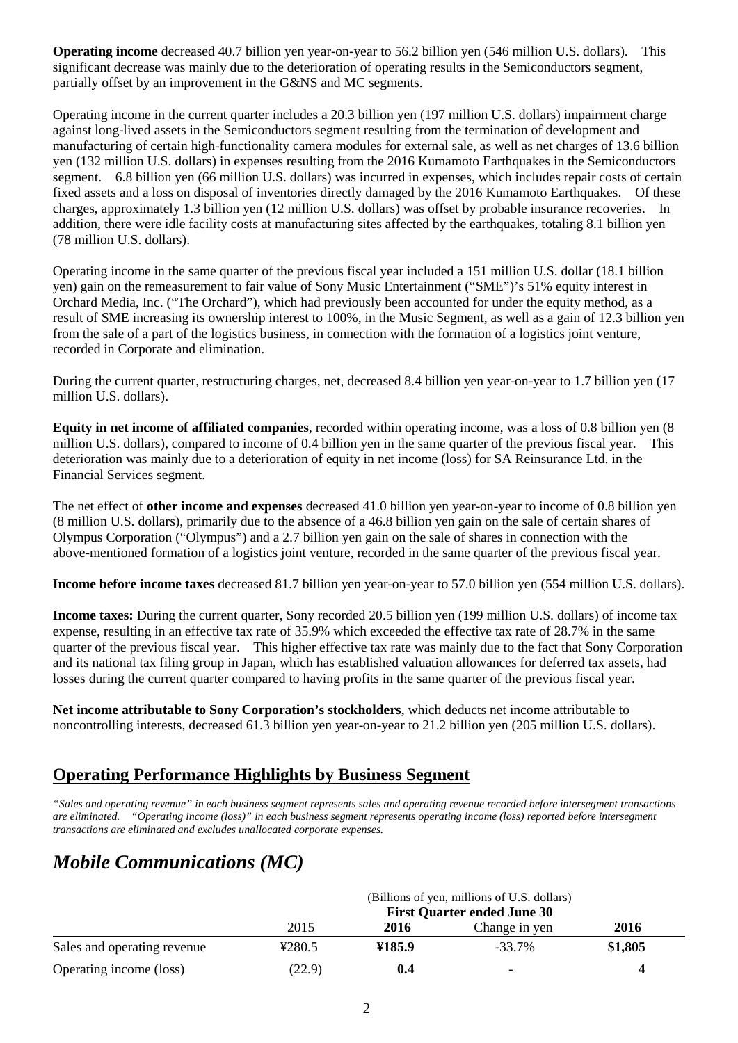**Operating income** decreased 40.7 billion yen year-on-year to 56.2 billion yen (546 million U.S. dollars). This significant decrease was mainly due to the deterioration of operating results in the Semiconductors segment, partially offset by an improvement in the G&NS and MC segments.

Operating income in the current quarter includes a 20.3 billion yen (197 million U.S. dollars) impairment charge against long-lived assets in the Semiconductors segment resulting from the termination of development and manufacturing of certain high-functionality camera modules for external sale, as well as net charges of 13.6 billion yen (132 million U.S. dollars) in expenses resulting from the 2016 Kumamoto Earthquakes in the Semiconductors segment. 6.8 billion yen (66 million U.S. dollars) was incurred in expenses, which includes repair costs of certain fixed assets and a loss on disposal of inventories directly damaged by the 2016 Kumamoto Earthquakes. Of these charges, approximately 1.3 billion yen (12 million U.S. dollars) was offset by probable insurance recoveries. In addition, there were idle facility costs at manufacturing sites affected by the earthquakes, totaling 8.1 billion yen (78 million U.S. dollars).

Operating income in the same quarter of the previous fiscal year included a 151 million U.S. dollar (18.1 billion yen) gain on the remeasurement to fair value of Sony Music Entertainment ("SME")'s 51% equity interest in Orchard Media, Inc. ("The Orchard"), which had previously been accounted for under the equity method, as a result of SME increasing its ownership interest to 100%, in the Music Segment, as well as a gain of 12.3 billion yen from the sale of a part of the logistics business, in connection with the formation of a logistics joint venture, recorded in Corporate and elimination.

During the current quarter, restructuring charges, net, decreased 8.4 billion yen year-on-year to 1.7 billion yen (17 million U.S. dollars).

**Equity in net income of affiliated companies**, recorded within operating income, was a loss of 0.8 billion yen (8 million U.S. dollars), compared to income of 0.4 billion yen in the same quarter of the previous fiscal year. This deterioration was mainly due to a deterioration of equity in net income (loss) for SA Reinsurance Ltd. in the Financial Services segment.

The net effect of **other income and expenses** decreased 41.0 billion yen year-on-year to income of 0.8 billion yen (8 million U.S. dollars), primarily due to the absence of a 46.8 billion yen gain on the sale of certain shares of Olympus Corporation ("Olympus") and a 2.7 billion yen gain on the sale of shares in connection with the above-mentioned formation of a logistics joint venture, recorded in the same quarter of the previous fiscal year.

**Income before income taxes** decreased 81.7 billion yen year-on-year to 57.0 billion yen (554 million U.S. dollars).

**Income taxes:** During the current quarter, Sony recorded 20.5 billion yen (199 million U.S. dollars) of income tax expense, resulting in an effective tax rate of 35.9% which exceeded the effective tax rate of 28.7% in the same quarter of the previous fiscal year. This higher effective tax rate was mainly due to the fact that Sony Corporation and its national tax filing group in Japan, which has established valuation allowances for deferred tax assets, had losses during the current quarter compared to having profits in the same quarter of the previous fiscal year.

**Net income attributable to Sony Corporation's stockholders**, which deducts net income attributable to noncontrolling interests, decreased 61.3 billion yen year-on-year to 21.2 billion yen (205 million U.S. dollars).

## Operating Performance Highlights by Business Segment

*"Sales and operating revenue" in each business segment represents sales and operating revenue recorded before intersegment transactions are eliminated. "Operating income (loss)" in each business segment represents operating income (loss) reported before intersegment transactions are eliminated and excludes unallocated corporate expenses.*

# *Mobile Communications (MC)*

| | (Billions of yen, millions of U.S. dollars) First Quarter ended June 30 | | | |
|---|---|---|---|---|
| | 2015 | **2016** | Change in yen | **2016** |
| Sales and operating revenue | ¥280.5 | **¥185.9** | -33.7% | **$1,805** |
| Operating income (loss) | (22.9) | **0.4** | - | **4** |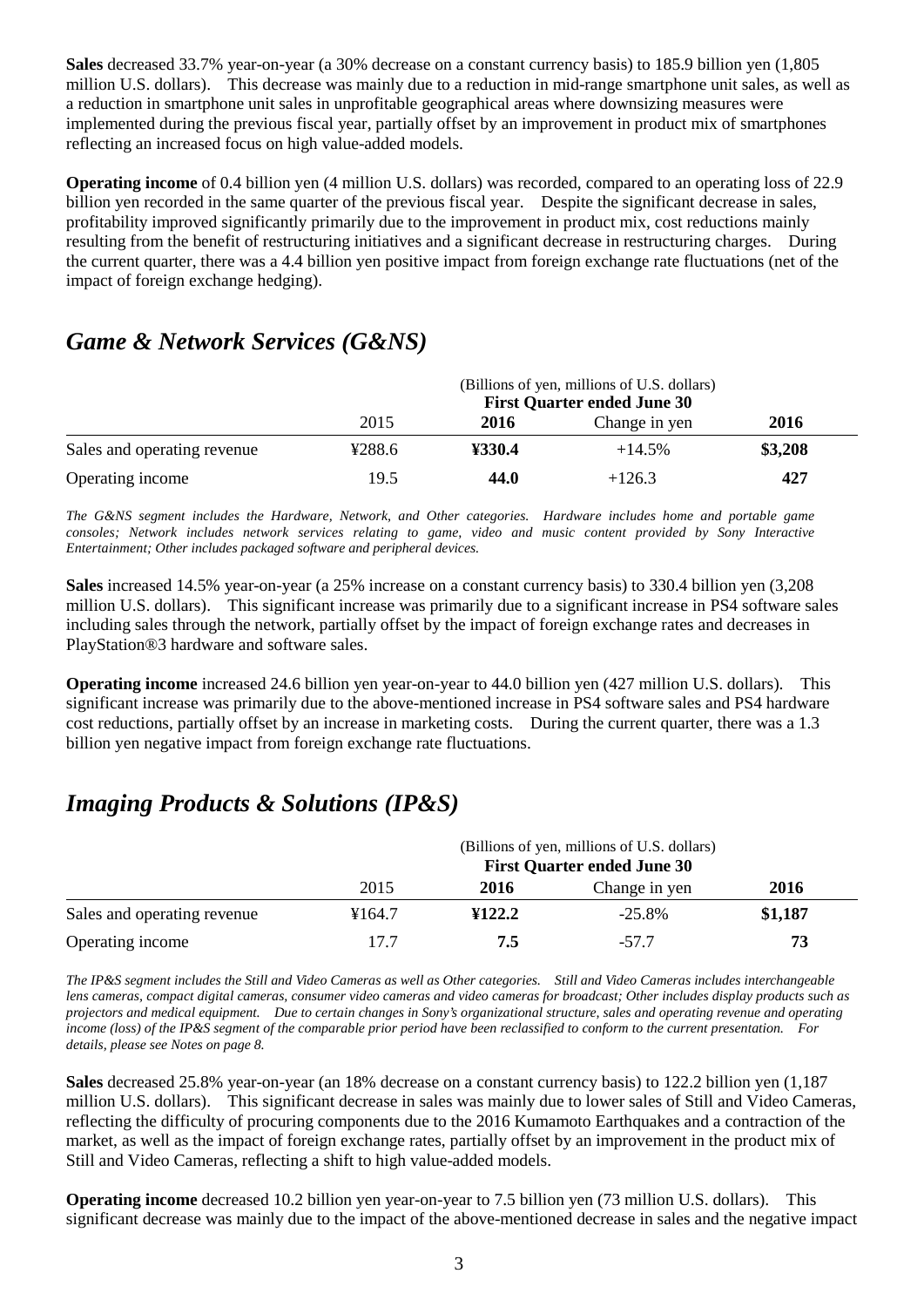**Sales** decreased 33.7% year-on-year (a 30% decrease on a constant currency basis) to 185.9 billion yen (1,805 million U.S. dollars). This decrease was mainly due to a reduction in mid-range smartphone unit sales, as well as a reduction in smartphone unit sales in unprofitable geographical areas where downsizing measures were implemented during the previous fiscal year, partially offset by an improvement in product mix of smartphones reflecting an increased focus on high value-added models.

**Operating income** of 0.4 billion yen (4 million U.S. dollars) was recorded, compared to an operating loss of 22.9 billion yen recorded in the same quarter of the previous fiscal year. Despite the significant decrease in sales, profitability improved significantly primarily due to the improvement in product mix, cost reductions mainly resulting from the benefit of restructuring initiatives and a significant decrease in restructuring charges. During the current quarter, there was a 4.4 billion yen positive impact from foreign exchange rate fluctuations (net of the impact of foreign exchange hedging).

## *Game & Network Services (G&NS)*

| | (Billions of yen, millions of U.S. dollars) First Quarter ended June 30 | | | |
|---|---|---|---|---|
| | 2015 | **2016** | Change in yen | **2016** |
| Sales and operating revenue | ¥288.6 | **¥330.4** | +14.5% | **$3,208** |
| Operating income | 19.5 | **44.0** | +126.3 | **427** |

*The G&NS segment includes the Hardware, Network, and Other categories. Hardware includes home and portable game consoles; Network includes network services relating to game, video and music content provided by Sony Interactive Entertainment; Other includes packaged software and peripheral devices.*

**Sales** increased 14.5% year-on-year (a 25% increase on a constant currency basis) to 330.4 billion yen (3,208 million U.S. dollars). This significant increase was primarily due to a significant increase in PS4 software sales including sales through the network, partially offset by the impact of foreign exchange rates and decreases in PlayStation®3 hardware and software sales.

**Operating income** increased 24.6 billion yen year-on-year to 44.0 billion yen (427 million U.S. dollars). This significant increase was primarily due to the above-mentioned increase in PS4 software sales and PS4 hardware cost reductions, partially offset by an increase in marketing costs. During the current quarter, there was a 1.3 billion yen negative impact from foreign exchange rate fluctuations.

## *Imaging Products & Solutions (IP&S)*

| | (Billions of yen, millions of U.S. dollars) First Quarter ended June 30 | | | |
|---|---|---|---|---|
| | 2015 | **2016** | Change in yen | **2016** |
| Sales and operating revenue | ¥164.7 | **¥122.2** | -25.8% | **$1,187** |
| Operating income | 17.7 | **7.5** | -57.7 | **73** |

*The IP&S segment includes the Still and Video Cameras as well as Other categories. Still and Video Cameras includes interchangeable lens cameras, compact digital cameras, consumer video cameras and video cameras for broadcast; Other includes display products such as projectors and medical equipment. Due to certain changes in Sony's organizational structure, sales and operating revenue and operating income (loss) of the IP&S segment of the comparable prior period have been reclassified to conform to the current presentation. For details, please see Notes on page 8.*

**Sales** decreased 25.8% year-on-year (an 18% decrease on a constant currency basis) to 122.2 billion yen (1,187 million U.S. dollars). This significant decrease in sales was mainly due to lower sales of Still and Video Cameras, reflecting the difficulty of procuring components due to the 2016 Kumamoto Earthquakes and a contraction of the market, as well as the impact of foreign exchange rates, partially offset by an improvement in the product mix of Still and Video Cameras, reflecting a shift to high value-added models.

**Operating income** decreased 10.2 billion yen year-on-year to 7.5 billion yen (73 million U.S. dollars). This significant decrease was mainly due to the impact of the above-mentioned decrease in sales and the negative impact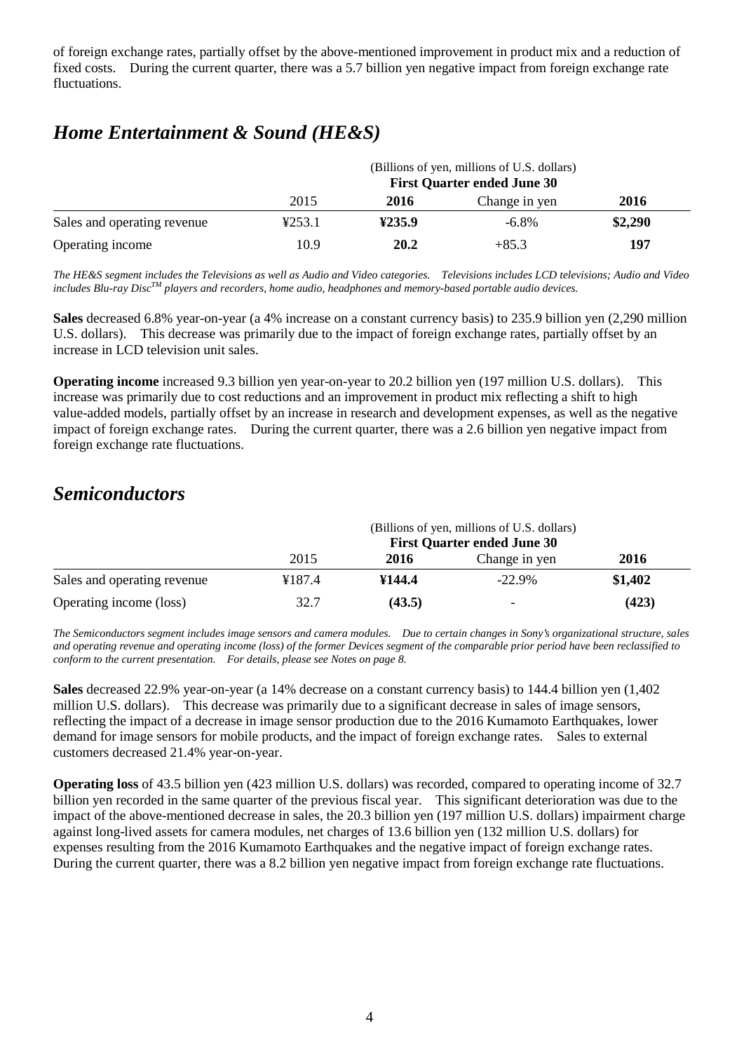of foreign exchange rates, partially offset by the above-mentioned improvement in product mix and a reduction of fixed costs. During the current quarter, there was a 5.7 billion yen negative impact from foreign exchange rate fluctuations.

## *Home Entertainment & Sound (HE&S)*

| | (Billions of yen, millions of U.S. dollars) **First Quarter ended June 30** | | | |
|---|---|---|---|---|
| | 2015 | **2016** | Change in yen | **2016** |
| Sales and operating revenue | ¥253.1 | **¥235.9** | -6.8% | **$2,290** |
| Operating income | 10.9 | **20.2** | +85.3 | **197** |

*The HE&S segment includes the Televisions as well as Audio and Video categories. Televisions includes LCD televisions; Audio and Video includes Blu-ray Disc™ players and recorders, home audio, headphones and memory-based portable audio devices.*

**Sales** decreased 6.8% year-on-year (a 4% increase on a constant currency basis) to 235.9 billion yen (2,290 million U.S. dollars). This decrease was primarily due to the impact of foreign exchange rates, partially offset by an increase in LCD television unit sales.

**Operating income** increased 9.3 billion yen year-on-year to 20.2 billion yen (197 million U.S. dollars). This increase was primarily due to cost reductions and an improvement in product mix reflecting a shift to high value-added models, partially offset by an increase in research and development expenses, as well as the negative impact of foreign exchange rates. During the current quarter, there was a 2.6 billion yen negative impact from foreign exchange rate fluctuations.

## *Semiconductors*

| | (Billions of yen, millions of U.S. dollars) **First Quarter ended June 30** | | | |
|---|---|---|---|---|
| | 2015 | **2016** | Change in yen | **2016** |
| Sales and operating revenue | ¥187.4 | **¥144.4** | -22.9% | **$1,402** |
| Operating income (loss) | 32.7 | **(43.5)** | - | **(423)** |

*The Semiconductors segment includes image sensors and camera modules. Due to certain changes in Sony's organizational structure, sales and operating revenue and operating income (loss) of the former Devices segment of the comparable prior period have been reclassified to conform to the current presentation. For details, please see Notes on page 8.*

**Sales** decreased 22.9% year-on-year (a 14% decrease on a constant currency basis) to 144.4 billion yen (1,402 million U.S. dollars). This decrease was primarily due to a significant decrease in sales of image sensors, reflecting the impact of a decrease in image sensor production due to the 2016 Kumamoto Earthquakes, lower demand for image sensors for mobile products, and the impact of foreign exchange rates. Sales to external customers decreased 21.4% year-on-year.

**Operating loss** of 43.5 billion yen (423 million U.S. dollars) was recorded, compared to operating income of 32.7 billion yen recorded in the same quarter of the previous fiscal year. This significant deterioration was due to the impact of the above-mentioned decrease in sales, the 20.3 billion yen (197 million U.S. dollars) impairment charge against long-lived assets for camera modules, net charges of 13.6 billion yen (132 million U.S. dollars) for expenses resulting from the 2016 Kumamoto Earthquakes and the negative impact of foreign exchange rates. During the current quarter, there was a 8.2 billion yen negative impact from foreign exchange rate fluctuations.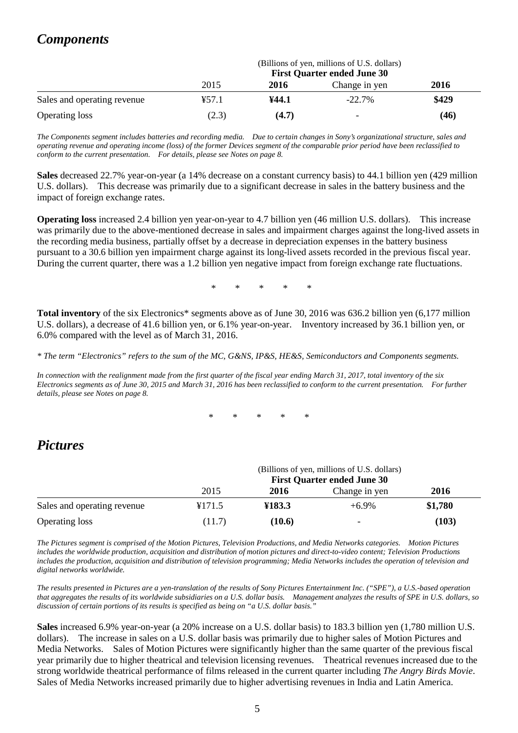## *Components*

| | (Billions of yen, millions of U.S. dollars) | | | |
|---|---|---|---|---|
| | **First Quarter ended June 30** | | | |
| | 2015 | **2016** | Change in yen | **2016** |
| Sales and operating revenue | ¥57.1 | **¥44.1** | -22.7% | **$429** |
| Operating loss | (2.3) | **(4.7)** | - | **(46)** |

*The Components segment includes batteries and recording media. Due to certain changes in Sony's organizational structure, sales and operating revenue and operating income (loss) of the former Devices segment of the comparable prior period have been reclassified to conform to the current presentation. For details, please see Notes on page 8.*

**Sales** decreased 22.7% year-on-year (a 14% decrease on a constant currency basis) to 44.1 billion yen (429 million U.S. dollars). This decrease was primarily due to a significant decrease in sales in the battery business and the impact of foreign exchange rates.

**Operating loss** increased 2.4 billion yen year-on-year to 4.7 billion yen (46 million U.S. dollars). This increase was primarily due to the above-mentioned decrease in sales and impairment charges against the long-lived assets in the recording media business, partially offset by a decrease in depreciation expenses in the battery business pursuant to a 30.6 billion yen impairment charge against its long-lived assets recorded in the previous fiscal year. During the current quarter, there was a 1.2 billion yen negative impact from foreign exchange rate fluctuations.

\* \* \* \* \*

**Total inventory** of the six Electronics* segments above as of June 30, 2016 was 636.2 billion yen (6,177 million U.S. dollars), a decrease of 41.6 billion yen, or 6.1% year-on-year. Inventory increased by 36.1 billion yen, or 6.0% compared with the level as of March 31, 2016.

*\* The term "Electronics" refers to the sum of the MC, G&NS, IP&S, HE&S, Semiconductors and Components segments.*

*In connection with the realignment made from the first quarter of the fiscal year ending March 31, 2017, total inventory of the six Electronics segments as of June 30, 2015 and March 31, 2016 has been reclassified to conform to the current presentation. For further details, please see Notes on page 8.*

\* \* \* \* \*

## *Pictures*

| | (Billions of yen, millions of U.S. dollars) | | | |
|---|---|---|---|---|
| | **First Quarter ended June 30** | | | |
| | 2015 | **2016** | Change in yen | **2016** |
| Sales and operating revenue | ¥171.5 | **¥183.3** | +6.9% | **$1,780** |
| Operating loss | (11.7) | **(10.6)** | - | **(103)** |

*The Pictures segment is comprised of the Motion Pictures, Television Productions, and Media Networks categories. Motion Pictures includes the worldwide production, acquisition and distribution of motion pictures and direct-to-video content; Television Productions includes the production, acquisition and distribution of television programming; Media Networks includes the operation of television and digital networks worldwide.*

*The results presented in Pictures are a yen-translation of the results of Sony Pictures Entertainment Inc. ("SPE"), a U.S.-based operation that aggregates the results of its worldwide subsidiaries on a U.S. dollar basis. Management analyzes the results of SPE in U.S. dollars, so discussion of certain portions of its results is specified as being on "a U.S. dollar basis."*

**Sales** increased 6.9% year-on-year (a 20% increase on a U.S. dollar basis) to 183.3 billion yen (1,780 million U.S. dollars). The increase in sales on a U.S. dollar basis was primarily due to higher sales of Motion Pictures and Media Networks. Sales of Motion Pictures were significantly higher than the same quarter of the previous fiscal year primarily due to higher theatrical and television licensing revenues. Theatrical revenues increased due to the strong worldwide theatrical performance of films released in the current quarter including *The Angry Birds Movie*. Sales of Media Networks increased primarily due to higher advertising revenues in India and Latin America.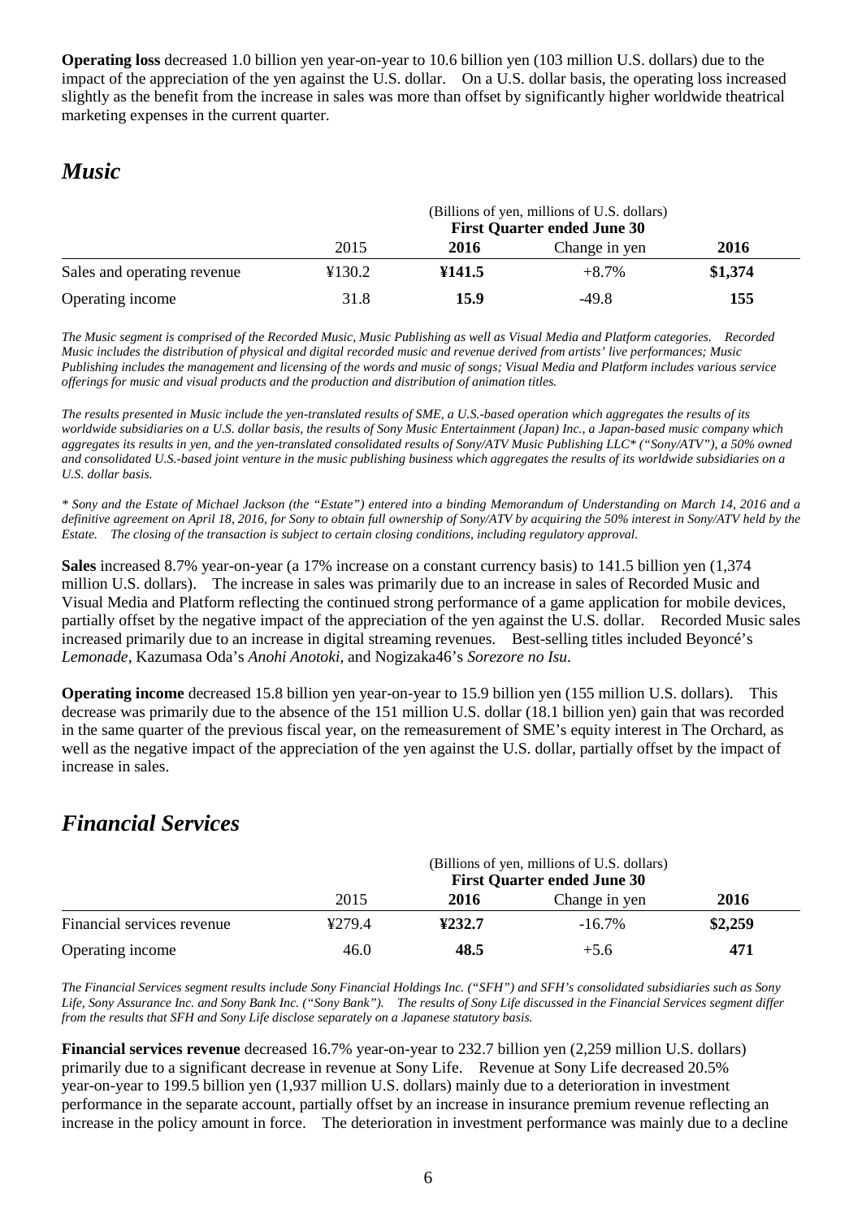**Operating loss** decreased 1.0 billion yen year-on-year to 10.6 billion yen (103 million U.S. dollars) due to the impact of the appreciation of the yen against the U.S. dollar. On a U.S. dollar basis, the operating loss increased slightly as the benefit from the increase in sales was more than offset by significantly higher worldwide theatrical marketing expenses in the current quarter.

## *Music*

| | (Billions of yen, millions of U.S. dollars) First Quarter ended June 30 | | | |
|---|---|---|---|---|
| | 2015 | **2016** | Change in yen | **2016** |
| Sales and operating revenue | ¥130.2 | **¥141.5** | +8.7% | **$1,374** |
| Operating income | 31.8 | **15.9** | -49.8 | **155** |

*The Music segment is comprised of the Recorded Music, Music Publishing as well as Visual Media and Platform categories. Recorded Music includes the distribution of physical and digital recorded music and revenue derived from artists' live performances; Music Publishing includes the management and licensing of the words and music of songs; Visual Media and Platform includes various service offerings for music and visual products and the production and distribution of animation titles.*

*The results presented in Music include the yen-translated results of SME, a U.S.-based operation which aggregates the results of its worldwide subsidiaries on a U.S. dollar basis, the results of Sony Music Entertainment (Japan) Inc., a Japan-based music company which aggregates its results in yen, and the yen-translated consolidated results of Sony/ATV Music Publishing LLC* ("Sony/ATV"), a 50% owned and consolidated U.S.-based joint venture in the music publishing business which aggregates the results of its worldwide subsidiaries on a U.S. dollar basis.*

*\* Sony and the Estate of Michael Jackson (the "Estate") entered into a binding Memorandum of Understanding on March 14, 2016 and a definitive agreement on April 18, 2016, for Sony to obtain full ownership of Sony/ATV by acquiring the 50% interest in Sony/ATV held by the Estate. The closing of the transaction is subject to certain closing conditions, including regulatory approval.*

**Sales** increased 8.7% year-on-year (a 17% increase on a constant currency basis) to 141.5 billion yen (1,374 million U.S. dollars). The increase in sales was primarily due to an increase in sales of Recorded Music and Visual Media and Platform reflecting the continued strong performance of a game application for mobile devices, partially offset by the negative impact of the appreciation of the yen against the U.S. dollar. Recorded Music sales increased primarily due to an increase in digital streaming revenues. Best-selling titles included Beyoncé's *Lemonade*, Kazumasa Oda's *Anohi Anotoki*, and Nogizaka46's *Sorezore no Isu*.

**Operating income** decreased 15.8 billion yen year-on-year to 15.9 billion yen (155 million U.S. dollars). This decrease was primarily due to the absence of the 151 million U.S. dollar (18.1 billion yen) gain that was recorded in the same quarter of the previous fiscal year, on the remeasurement of SME's equity interest in The Orchard, as well as the negative impact of the appreciation of the yen against the U.S. dollar, partially offset by the impact of increase in sales.

## *Financial Services*

| | (Billions of yen, millions of U.S. dollars) First Quarter ended June 30 | | | |
|---|---|---|---|---|
| | 2015 | **2016** | Change in yen | **2016** |
| Financial services revenue | ¥279.4 | **¥232.7** | -16.7% | **$2,259** |
| Operating income | 46.0 | **48.5** | +5.6 | **471** |

*The Financial Services segment results include Sony Financial Holdings Inc. ("SFH") and SFH's consolidated subsidiaries such as Sony Life, Sony Assurance Inc. and Sony Bank Inc. ("Sony Bank"). The results of Sony Life discussed in the Financial Services segment differ from the results that SFH and Sony Life disclose separately on a Japanese statutory basis.*

**Financial services revenue** decreased 16.7% year-on-year to 232.7 billion yen (2,259 million U.S. dollars) primarily due to a significant decrease in revenue at Sony Life. Revenue at Sony Life decreased 20.5% year-on-year to 199.5 billion yen (1,937 million U.S. dollars) mainly due to a deterioration in investment performance in the separate account, partially offset by an increase in insurance premium revenue reflecting an increase in the policy amount in force. The deterioration in investment performance was mainly due to a decline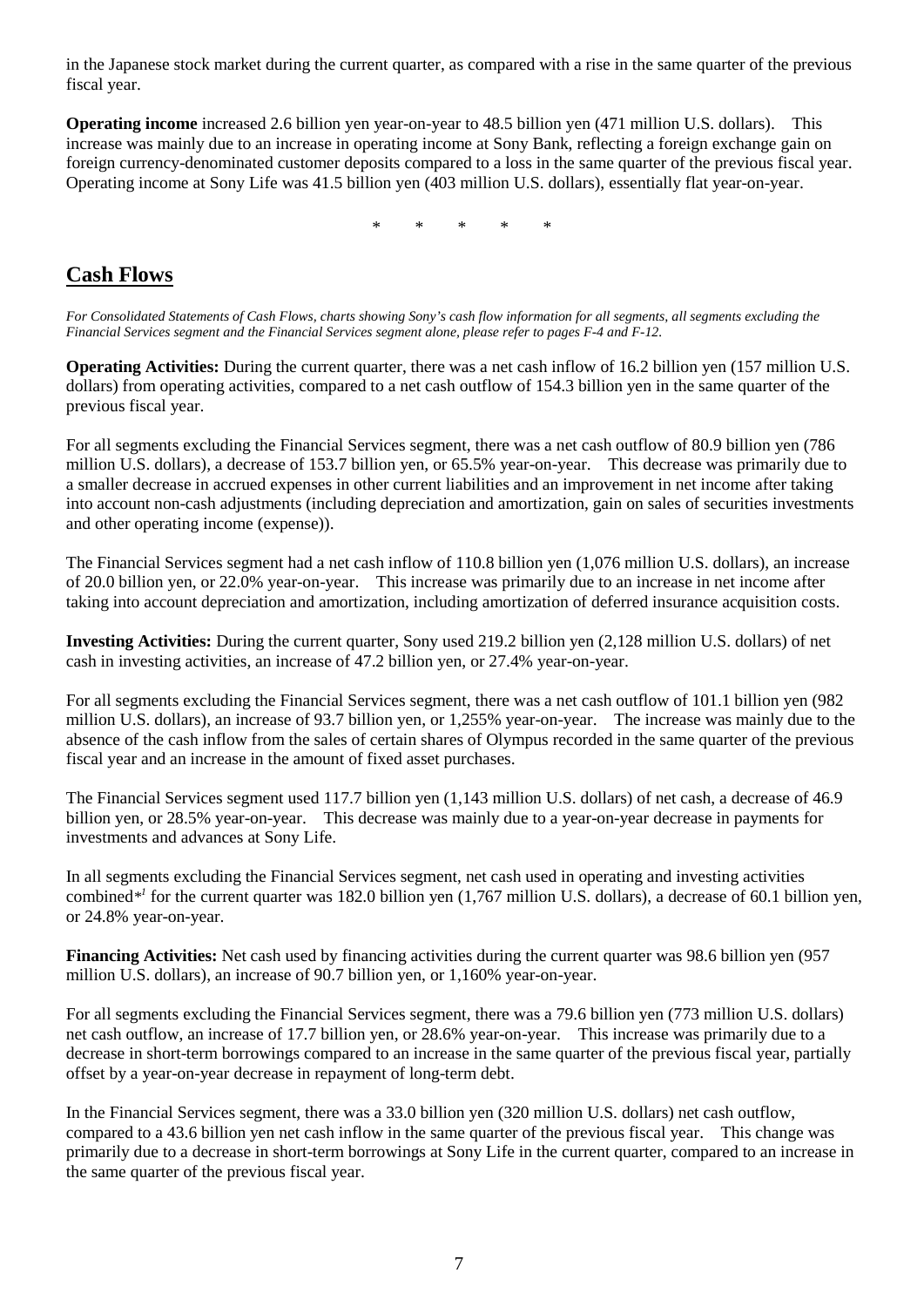in the Japanese stock market during the current quarter, as compared with a rise in the same quarter of the previous fiscal year.

**Operating income** increased 2.6 billion yen year-on-year to 48.5 billion yen (471 million U.S. dollars). This increase was mainly due to an increase in operating income at Sony Bank, reflecting a foreign exchange gain on foreign currency-denominated customer deposits compared to a loss in the same quarter of the previous fiscal year. Operating income at Sony Life was 41.5 billion yen (403 million U.S. dollars), essentially flat year-on-year.

\* \* \* \* \*

## Cash Flows

*For Consolidated Statements of Cash Flows, charts showing Sony's cash flow information for all segments, all segments excluding the Financial Services segment and the Financial Services segment alone, please refer to pages F-4 and F-12.*

**Operating Activities:** During the current quarter, there was a net cash inflow of 16.2 billion yen (157 million U.S. dollars) from operating activities, compared to a net cash outflow of 154.3 billion yen in the same quarter of the previous fiscal year.

For all segments excluding the Financial Services segment, there was a net cash outflow of 80.9 billion yen (786 million U.S. dollars), a decrease of 153.7 billion yen, or 65.5% year-on-year. This decrease was primarily due to a smaller decrease in accrued expenses in other current liabilities and an improvement in net income after taking into account non-cash adjustments (including depreciation and amortization, gain on sales of securities investments and other operating income (expense)).

The Financial Services segment had a net cash inflow of 110.8 billion yen (1,076 million U.S. dollars), an increase of 20.0 billion yen, or 22.0% year-on-year. This increase was primarily due to an increase in net income after taking into account depreciation and amortization, including amortization of deferred insurance acquisition costs.

**Investing Activities:** During the current quarter, Sony used 219.2 billion yen (2,128 million U.S. dollars) of net cash in investing activities, an increase of 47.2 billion yen, or 27.4% year-on-year.

For all segments excluding the Financial Services segment, there was a net cash outflow of 101.1 billion yen (982 million U.S. dollars), an increase of 93.7 billion yen, or 1,255% year-on-year. The increase was mainly due to the absence of the cash inflow from the sales of certain shares of Olympus recorded in the same quarter of the previous fiscal year and an increase in the amount of fixed asset purchases.

The Financial Services segment used 117.7 billion yen (1,143 million U.S. dollars) of net cash, a decrease of 46.9 billion yen, or 28.5% year-on-year. This decrease was mainly due to a year-on-year decrease in payments for investments and advances at Sony Life.

In all segments excluding the Financial Services segment, net cash used in operating and investing activities combined*[1] for the current quarter was 182.0 billion yen (1,767 million U.S. dollars), a decrease of 60.1 billion yen, or 24.8% year-on-year.

**Financing Activities:** Net cash used by financing activities during the current quarter was 98.6 billion yen (957 million U.S. dollars), an increase of 90.7 billion yen, or 1,160% year-on-year.

For all segments excluding the Financial Services segment, there was a 79.6 billion yen (773 million U.S. dollars) net cash outflow, an increase of 17.7 billion yen, or 28.6% year-on-year. This increase was primarily due to a decrease in short-term borrowings compared to an increase in the same quarter of the previous fiscal year, partially offset by a year-on-year decrease in repayment of long-term debt.

In the Financial Services segment, there was a 33.0 billion yen (320 million U.S. dollars) net cash outflow, compared to a 43.6 billion yen net cash inflow in the same quarter of the previous fiscal year. This change was primarily due to a decrease in short-term borrowings at Sony Life in the current quarter, compared to an increase in the same quarter of the previous fiscal year.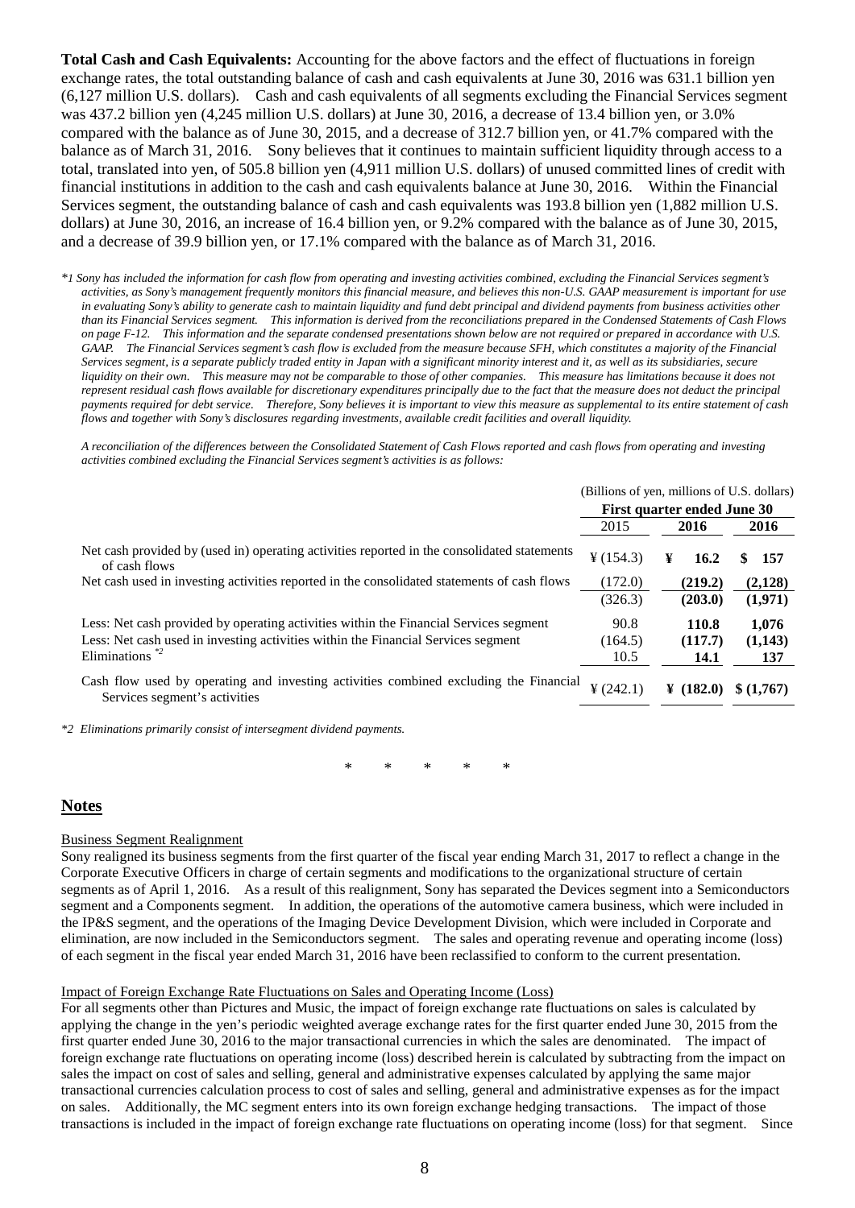**Total Cash and Cash Equivalents:** Accounting for the above factors and the effect of fluctuations in foreign exchange rates, the total outstanding balance of cash and cash equivalents at June 30, 2016 was 631.1 billion yen (6,127 million U.S. dollars). Cash and cash equivalents of all segments excluding the Financial Services segment was 437.2 billion yen (4,245 million U.S. dollars) at June 30, 2016, a decrease of 13.4 billion yen, or 3.0% compared with the balance as of June 30, 2015, and a decrease of 312.7 billion yen, or 41.7% compared with the balance as of March 31, 2016. Sony believes that it continues to maintain sufficient liquidity through access to a total, translated into yen, of 505.8 billion yen (4,911 million U.S. dollars) of unused committed lines of credit with financial institutions in addition to the cash and cash equivalents balance at June 30, 2016. Within the Financial Services segment, the outstanding balance of cash and cash equivalents was 193.8 billion yen (1,882 million U.S. dollars) at June 30, 2016, an increase of 16.4 billion yen, or 9.2% compared with the balance as of June 30, 2015, and a decrease of 39.9 billion yen, or 17.1% compared with the balance as of March 31, 2016.

*\*1 Sony has included the information for cash flow from operating and investing activities combined, excluding the Financial Services segment's activities, as Sony's management frequently monitors this financial measure, and believes this non-U.S. GAAP measurement is important for use in evaluating Sony's ability to generate cash to maintain liquidity and fund debt principal and dividend payments from business activities other than its Financial Services segment. This information is derived from the reconciliations prepared in the Condensed Statements of Cash Flows on page F-12. This information and the separate condensed presentations shown below are not required or prepared in accordance with U.S. GAAP. The Financial Services segment's cash flow is excluded from the measure because SFH, which constitutes a majority of the Financial Services segment, is a separate publicly traded entity in Japan with a significant minority interest and it, as well as its subsidiaries, secure liquidity on their own. This measure may not be comparable to those of other companies. This measure has limitations because it does not represent residual cash flows available for discretionary expenditures principally due to the fact that the measure does not deduct the principal payments required for debt service. Therefore, Sony believes it is important to view this measure as supplemental to its entire statement of cash flows and together with Sony's disclosures regarding investments, available credit facilities and overall liquidity.*

*A reconciliation of the differences between the Consolidated Statement of Cash Flows reported and cash flows from operating and investing activities combined excluding the Financial Services segment's activities is as follows:*

| | (Billions of yen, millions of U.S. dollars) | | |
|---|---|---|---|
| | First quarter ended June 30 | | |
| | 2015 | **2016** | **2016** |
| Net cash provided by (used in) operating activities reported in the consolidated statements of cash flows | ¥ (154.3) | **¥ 16.2** | **$ 157** |
| Net cash used in investing activities reported in the consolidated statements of cash flows | (172.0) | **(219.2)** | **(2,128)** |
| | (326.3) | **(203.0)** | **(1,971)** |
| Less: Net cash provided by operating activities within the Financial Services segment | 90.8 | **110.8** | **1,076** |
| Less: Net cash used in investing activities within the Financial Services segment | (164.5) | **(117.7)** | **(1,143)** |
| Eliminations [*2] | 10.5 | **14.1** | **137** |
| Cash flow used by operating and investing activities combined excluding the Financial Services segment's activities | ¥ (242.1) | **¥ (182.0)** | **$ (1,767)** |

*\*2 Eliminations primarily consist of intersegment dividend payments.*

\* \* \* \* \*

## Notes

Business Segment Realignment

Sony realigned its business segments from the first quarter of the fiscal year ending March 31, 2017 to reflect a change in the Corporate Executive Officers in charge of certain segments and modifications to the organizational structure of certain segments as of April 1, 2016. As a result of this realignment, Sony has separated the Devices segment into a Semiconductors segment and a Components segment. In addition, the operations of the automotive camera business, which were included in the IP&S segment, and the operations of the Imaging Device Development Division, which were included in Corporate and elimination, are now included in the Semiconductors segment. The sales and operating revenue and operating income (loss) of each segment in the fiscal year ended March 31, 2016 have been reclassified to conform to the current presentation.

Impact of Foreign Exchange Rate Fluctuations on Sales and Operating Income (Loss)

For all segments other than Pictures and Music, the impact of foreign exchange rate fluctuations on sales is calculated by applying the change in the yen's periodic weighted average exchange rates for the first quarter ended June 30, 2015 from the first quarter ended June 30, 2016 to the major transactional currencies in which the sales are denominated. The impact of foreign exchange rate fluctuations on operating income (loss) described herein is calculated by subtracting from the impact on sales the impact on cost of sales and selling, general and administrative expenses calculated by applying the same major transactional currencies calculation process to cost of sales and selling, general and administrative expenses as for the impact on sales. Additionally, the MC segment enters into its own foreign exchange hedging transactions. The impact of those transactions is included in the impact of foreign exchange rate fluctuations on operating income (loss) for that segment. Since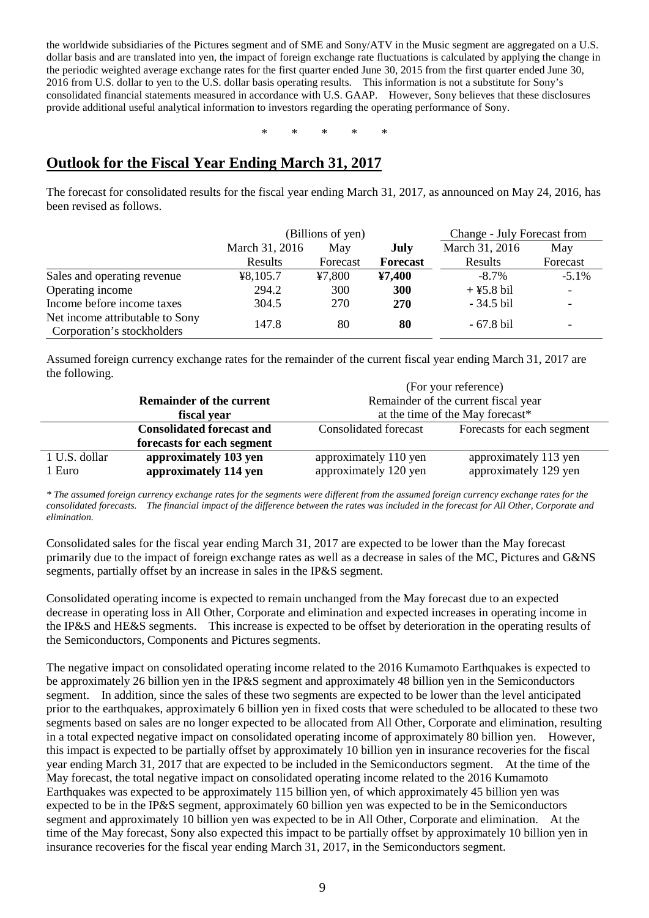the worldwide subsidiaries of the Pictures segment and of SME and Sony/ATV in the Music segment are aggregated on a U.S. dollar basis and are translated into yen, the impact of foreign exchange rate fluctuations is calculated by applying the change in the periodic weighted average exchange rates for the first quarter ended June 30, 2015 from the first quarter ended June 30, 2016 from U.S. dollar to yen to the U.S. dollar basis operating results. This information is not a substitute for Sony's consolidated financial statements measured in accordance with U.S. GAAP. However, Sony believes that these disclosures provide additional useful analytical information to investors regarding the operating performance of Sony.

\*　　\*　　\*　　\*　　\*

## Outlook for the Fiscal Year Ending March 31, 2017

The forecast for consolidated results for the fiscal year ending March 31, 2017, as announced on May 24, 2016, has been revised as follows.

| | (Billions of yen) | | | Change - July Forecast from | |
|---|---|---|---|---|---|
| | March 31, 2016 Results | May Forecast | **July Forecast** | March 31, 2016 Results | May Forecast |
| Sales and operating revenue | ¥8,105.7 | ¥7,800 | **¥7,400** | -8.7% | -5.1% |
| Operating income | 294.2 | 300 | **300** | + ¥5.8 bil | - |
| Income before income taxes | 304.5 | 270 | **270** | - 34.5 bil | - |
| Net income attributable to Sony Corporation's stockholders | 147.8 | 80 | **80** | - 67.8 bil | - |

Assumed foreign currency exchange rates for the remainder of the current fiscal year ending March 31, 2017 are the following.

| | **Remainder of the current fiscal year** | (For your reference) Remainder of the current fiscal year at the time of the May forecast* | |
|---|---|---|---|
| | **Consolidated forecast and forecasts for each segment** | Consolidated forecast | Forecasts for each segment |
| 1 U.S. dollar | **approximately 103 yen** | approximately 110 yen | approximately 113 yen |
| 1 Euro | **approximately 114 yen** | approximately 120 yen | approximately 129 yen |

*\* The assumed foreign currency exchange rates for the segments were different from the assumed foreign currency exchange rates for the consolidated forecasts. The financial impact of the difference between the rates was included in the forecast for All Other, Corporate and elimination.*

Consolidated sales for the fiscal year ending March 31, 2017 are expected to be lower than the May forecast primarily due to the impact of foreign exchange rates as well as a decrease in sales of the MC, Pictures and G&NS segments, partially offset by an increase in sales in the IP&S segment.

Consolidated operating income is expected to remain unchanged from the May forecast due to an expected decrease in operating loss in All Other, Corporate and elimination and expected increases in operating income in the IP&S and HE&S segments. This increase is expected to be offset by deterioration in the operating results of the Semiconductors, Components and Pictures segments.

The negative impact on consolidated operating income related to the 2016 Kumamoto Earthquakes is expected to be approximately 26 billion yen in the IP&S segment and approximately 48 billion yen in the Semiconductors segment. In addition, since the sales of these two segments are expected to be lower than the level anticipated prior to the earthquakes, approximately 6 billion yen in fixed costs that were scheduled to be allocated to these two segments based on sales are no longer expected to be allocated from All Other, Corporate and elimination, resulting in a total expected negative impact on consolidated operating income of approximately 80 billion yen. However, this impact is expected to be partially offset by approximately 10 billion yen in insurance recoveries for the fiscal year ending March 31, 2017 that are expected to be included in the Semiconductors segment. At the time of the May forecast, the total negative impact on consolidated operating income related to the 2016 Kumamoto Earthquakes was expected to be approximately 115 billion yen, of which approximately 45 billion yen was expected to be in the IP&S segment, approximately 60 billion yen was expected to be in the Semiconductors segment and approximately 10 billion yen was expected to be in All Other, Corporate and elimination. At the time of the May forecast, Sony also expected this impact to be partially offset by approximately 10 billion yen in insurance recoveries for the fiscal year ending March 31, 2017, in the Semiconductors segment.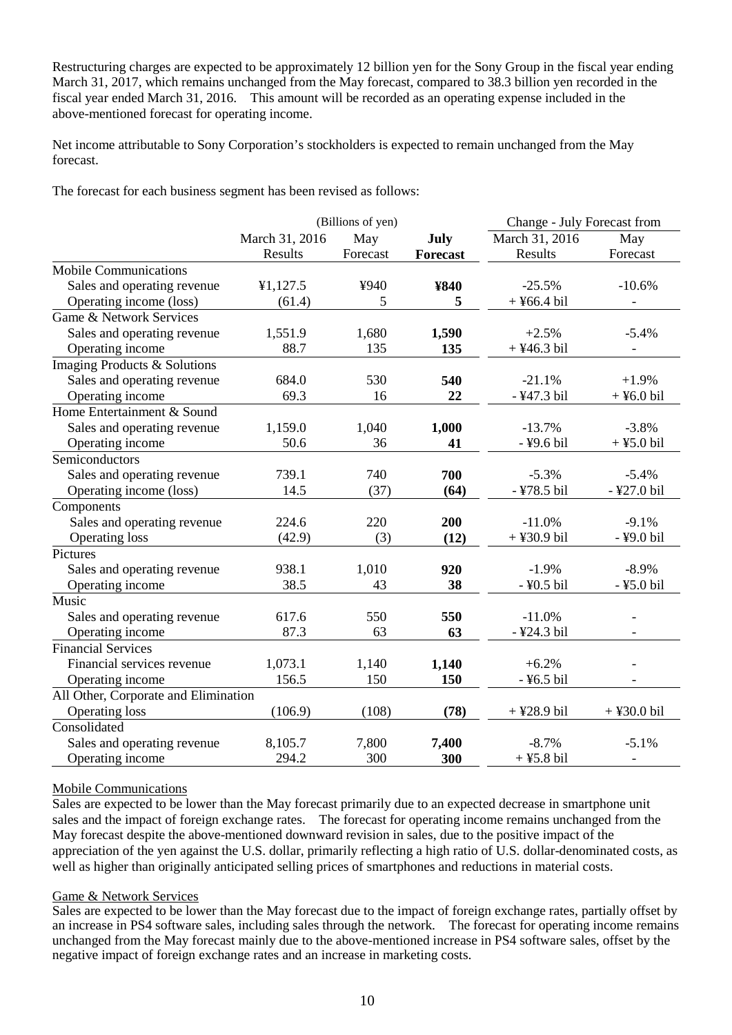Restructuring charges are expected to be approximately 12 billion yen for the Sony Group in the fiscal year ending March 31, 2017, which remains unchanged from the May forecast, compared to 38.3 billion yen recorded in the fiscal year ended March 31, 2016. This amount will be recorded as an operating expense included in the above-mentioned forecast for operating income.

Net income attributable to Sony Corporation's stockholders is expected to remain unchanged from the May forecast.

The forecast for each business segment has been revised as follows:

| | (Billions of yen) | | | Change - July Forecast from | |
|---|---|---|---|---|---|
| | March 31, 2016 Results | May Forecast | **July Forecast** | March 31, 2016 Results | May Forecast |
| Mobile Communications | | | | | |
| Sales and operating revenue | ¥1,127.5 | ¥940 | **¥840** | -25.5% | -10.6% |
| Operating income (loss) | (61.4) | 5 | **5** | + ¥66.4 bil | - |
| Game & Network Services | | | | | |
| Sales and operating revenue | 1,551.9 | 1,680 | **1,590** | +2.5% | -5.4% |
| Operating income | 88.7 | 135 | **135** | + ¥46.3 bil | - |
| Imaging Products & Solutions | | | | | |
| Sales and operating revenue | 684.0 | 530 | **540** | -21.1% | +1.9% |
| Operating income | 69.3 | 16 | **22** | - ¥47.3 bil | + ¥6.0 bil |
| Home Entertainment & Sound | | | | | |
| Sales and operating revenue | 1,159.0 | 1,040 | **1,000** | -13.7% | -3.8% |
| Operating income | 50.6 | 36 | **41** | - ¥9.6 bil | + ¥5.0 bil |
| Semiconductors | | | | | |
| Sales and operating revenue | 739.1 | 740 | **700** | -5.3% | -5.4% |
| Operating income (loss) | 14.5 | (37) | **(64)** | - ¥78.5 bil | - ¥27.0 bil |
| Components | | | | | |
| Sales and operating revenue | 224.6 | 220 | **200** | -11.0% | -9.1% |
| Operating loss | (42.9) | (3) | **(12)** | + ¥30.9 bil | - ¥9.0 bil |
| Pictures | | | | | |
| Sales and operating revenue | 938.1 | 1,010 | **920** | -1.9% | -8.9% |
| Operating income | 38.5 | 43 | **38** | - ¥0.5 bil | - ¥5.0 bil |
| Music | | | | | |
| Sales and operating revenue | 617.6 | 550 | **550** | -11.0% | - |
| Operating income | 87.3 | 63 | **63** | - ¥24.3 bil | - |
| Financial Services | | | | | |
| Financial services revenue | 1,073.1 | 1,140 | **1,140** | +6.2% | - |
| Operating income | 156.5 | 150 | **150** | - ¥6.5 bil | - |
| All Other, Corporate and Elimination | | | | | |
| Operating loss | (106.9) | (108) | **(78)** | + ¥28.9 bil | + ¥30.0 bil |
| Consolidated | | | | | |
| Sales and operating revenue | 8,105.7 | 7,800 | **7,400** | -8.7% | -5.1% |
| Operating income | 294.2 | 300 | **300** | + ¥5.8 bil | - |

Mobile Communications

Sales are expected to be lower than the May forecast primarily due to an expected decrease in smartphone unit sales and the impact of foreign exchange rates. The forecast for operating income remains unchanged from the May forecast despite the above-mentioned downward revision in sales, due to the positive impact of the appreciation of the yen against the U.S. dollar, primarily reflecting a high ratio of U.S. dollar-denominated costs, as well as higher than originally anticipated selling prices of smartphones and reductions in material costs.

Game & Network Services

Sales are expected to be lower than the May forecast due to the impact of foreign exchange rates, partially offset by an increase in PS4 software sales, including sales through the network. The forecast for operating income remains unchanged from the May forecast mainly due to the above-mentioned increase in PS4 software sales, offset by the negative impact of foreign exchange rates and an increase in marketing costs.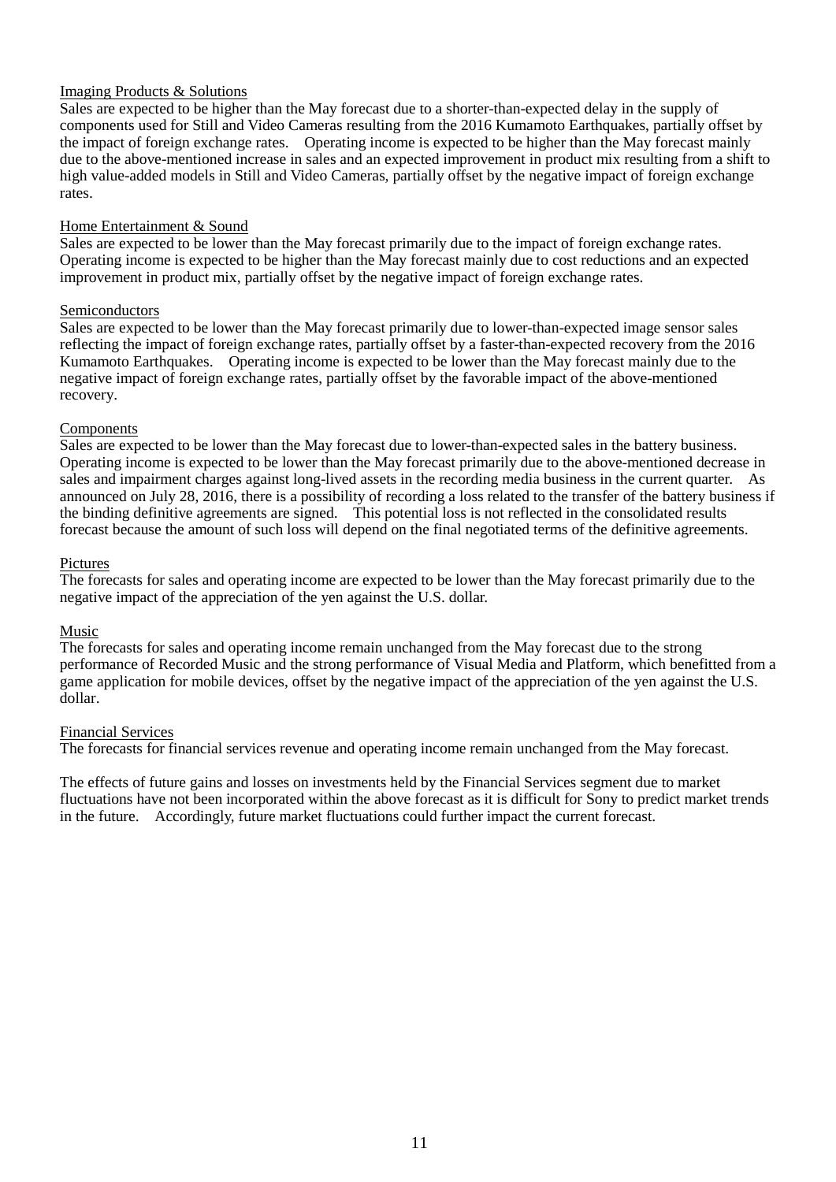Imaging Products & Solutions

Sales are expected to be higher than the May forecast due to a shorter-than-expected delay in the supply of components used for Still and Video Cameras resulting from the 2016 Kumamoto Earthquakes, partially offset by the impact of foreign exchange rates. Operating income is expected to be higher than the May forecast mainly due to the above-mentioned increase in sales and an expected improvement in product mix resulting from a shift to high value-added models in Still and Video Cameras, partially offset by the negative impact of foreign exchange rates.

Home Entertainment & Sound

Sales are expected to be lower than the May forecast primarily due to the impact of foreign exchange rates. Operating income is expected to be higher than the May forecast mainly due to cost reductions and an expected improvement in product mix, partially offset by the negative impact of foreign exchange rates.

Semiconductors

Sales are expected to be lower than the May forecast primarily due to lower-than-expected image sensor sales reflecting the impact of foreign exchange rates, partially offset by a faster-than-expected recovery from the 2016 Kumamoto Earthquakes. Operating income is expected to be lower than the May forecast mainly due to the negative impact of foreign exchange rates, partially offset by the favorable impact of the above-mentioned recovery.

Components

Sales are expected to be lower than the May forecast due to lower-than-expected sales in the battery business. Operating income is expected to be lower than the May forecast primarily due to the above-mentioned decrease in sales and impairment charges against long-lived assets in the recording media business in the current quarter. As announced on July 28, 2016, there is a possibility of recording a loss related to the transfer of the battery business if the binding definitive agreements are signed. This potential loss is not reflected in the consolidated results forecast because the amount of such loss will depend on the final negotiated terms of the definitive agreements.

Pictures

The forecasts for sales and operating income are expected to be lower than the May forecast primarily due to the negative impact of the appreciation of the yen against the U.S. dollar.

Music

The forecasts for sales and operating income remain unchanged from the May forecast due to the strong performance of Recorded Music and the strong performance of Visual Media and Platform, which benefitted from a game application for mobile devices, offset by the negative impact of the appreciation of the yen against the U.S. dollar.

Financial Services

The forecasts for financial services revenue and operating income remain unchanged from the May forecast.

The effects of future gains and losses on investments held by the Financial Services segment due to market fluctuations have not been incorporated within the above forecast as it is difficult for Sony to predict market trends in the future. Accordingly, future market fluctuations could further impact the current forecast.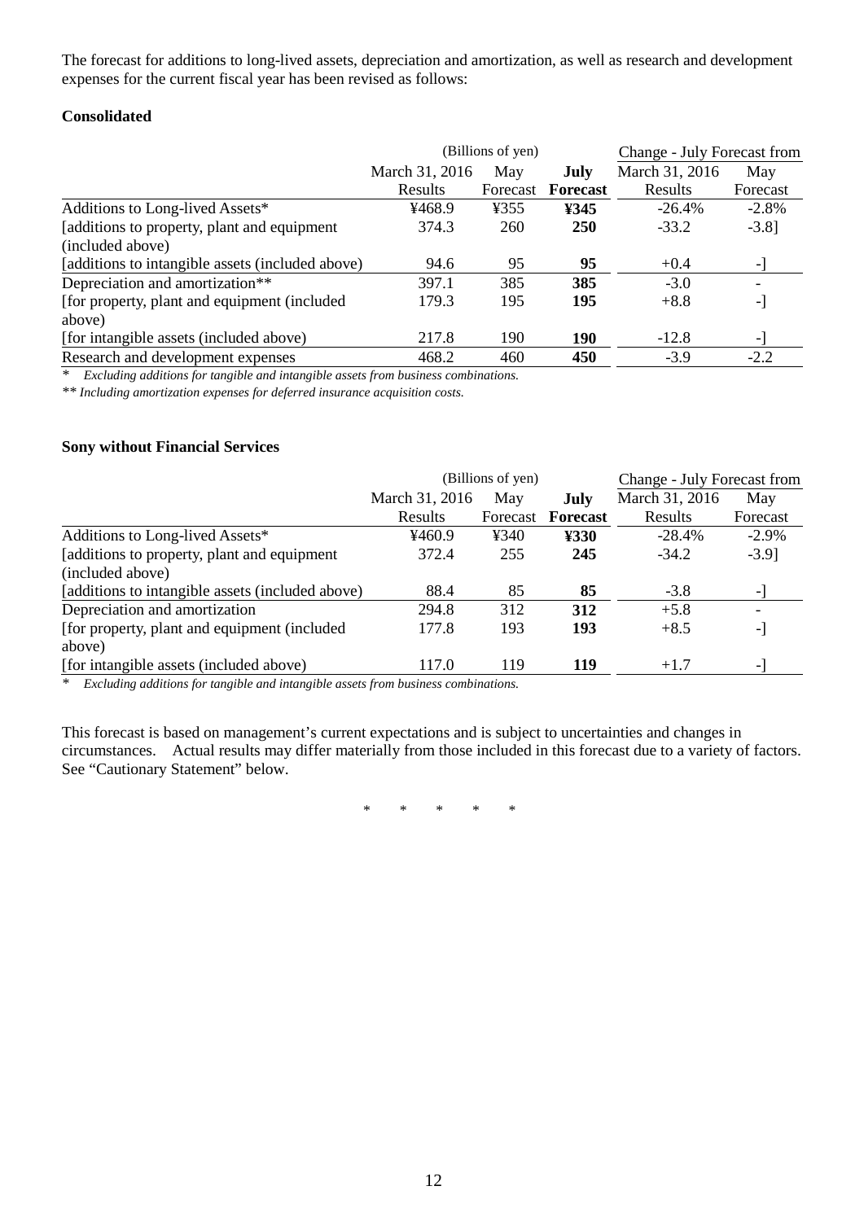The forecast for additions to long-lived assets, depreciation and amortization, as well as research and development expenses for the current fiscal year has been revised as follows:

**Consolidated**

| | (Billions of yen) | | | Change - July Forecast from | |
|---|---|---|---|---|---|
| | March 31, 2016 Results | May Forecast | **July Forecast** | March 31, 2016 Results | May Forecast |
| Additions to Long-lived Assets* | ¥468.9 | ¥355 | **¥345** | -26.4% | -2.8% |
| [additions to property, plant and equipment (included above) | 374.3 | 260 | **250** | -33.2 | -3.8] |
| [additions to intangible assets (included above) | 94.6 | 95 | **95** | +0.4 | -] |
| Depreciation and amortization** | 397.1 | 385 | **385** | -3.0 | - |
| [for property, plant and equipment (included above) | 179.3 | 195 | **195** | +8.8 | -] |
| [for intangible assets (included above) | 217.8 | 190 | **190** | -12.8 | -] |
| Research and development expenses | 468.2 | 460 | **450** | -3.9 | -2.2 |

*\* Excluding additions for tangible and intangible assets from business combinations.*

*\*\* Including amortization expenses for deferred insurance acquisition costs.*

**Sony without Financial Services**

| | (Billions of yen) | | | Change - July Forecast from | |
|---|---|---|---|---|---|
| | March 31, 2016 Results | May Forecast | **July Forecast** | March 31, 2016 Results | May Forecast |
| Additions to Long-lived Assets* | ¥460.9 | ¥340 | **¥330** | -28.4% | -2.9% |
| [additions to property, plant and equipment (included above) | 372.4 | 255 | **245** | -34.2 | -3.9] |
| [additions to intangible assets (included above) | 88.4 | 85 | **85** | -3.8 | -] |
| Depreciation and amortization | 294.8 | 312 | **312** | +5.8 | - |
| [for property, plant and equipment (included above) | 177.8 | 193 | **193** | +8.5 | -] |
| [for intangible assets (included above) | 117.0 | 119 | **119** | +1.7 | -] |

*\* Excluding additions for tangible and intangible assets from business combinations.*

This forecast is based on management's current expectations and is subject to uncertainties and changes in circumstances. Actual results may differ materially from those included in this forecast due to a variety of factors. See "Cautionary Statement" below.

\* \* \* \* \*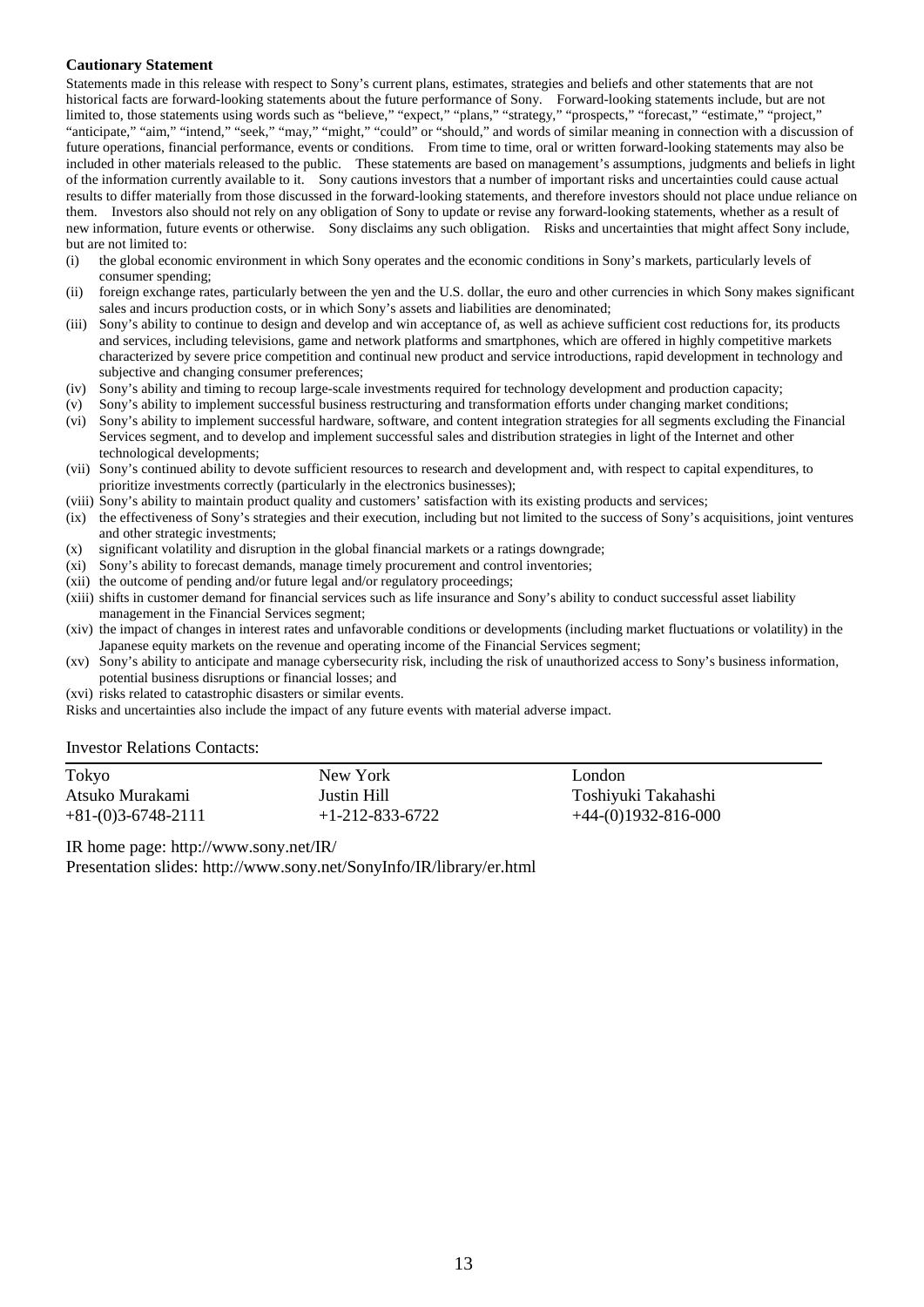**Cautionary Statement**

Statements made in this release with respect to Sony's current plans, estimates, strategies and beliefs and other statements that are not historical facts are forward-looking statements about the future performance of Sony. Forward-looking statements include, but are not limited to, those statements using words such as "believe," "expect," "plans," "strategy," "prospects," "forecast," "estimate," "project," "anticipate," "aim," "intend," "seek," "may," "might," "could" or "should," and words of similar meaning in connection with a discussion of future operations, financial performance, events or conditions. From time to time, oral or written forward-looking statements may also be included in other materials released to the public. These statements are based on management's assumptions, judgments and beliefs in light of the information currently available to it. Sony cautions investors that a number of important risks and uncertainties could cause actual results to differ materially from those discussed in the forward-looking statements, and therefore investors should not place undue reliance on them. Investors also should not rely on any obligation of Sony to update or revise any forward-looking statements, whether as a result of new information, future events or otherwise. Sony disclaims any such obligation. Risks and uncertainties that might affect Sony include, but are not limited to:

(i) the global economic environment in which Sony operates and the economic conditions in Sony's markets, particularly levels of consumer spending;
(ii) foreign exchange rates, particularly between the yen and the U.S. dollar, the euro and other currencies in which Sony makes significant sales and incurs production costs, or in which Sony's assets and liabilities are denominated;
(iii) Sony's ability to continue to design and develop and win acceptance of, as well as achieve sufficient cost reductions for, its products and services, including televisions, game and network platforms and smartphones, which are offered in highly competitive markets characterized by severe price competition and continual new product and service introductions, rapid development in technology and subjective and changing consumer preferences;
(iv) Sony's ability and timing to recoup large-scale investments required for technology development and production capacity;
(v) Sony's ability to implement successful business restructuring and transformation efforts under changing market conditions;
(vi) Sony's ability to implement successful hardware, software, and content integration strategies for all segments excluding the Financial Services segment, and to develop and implement successful sales and distribution strategies in light of the Internet and other technological developments;
(vii) Sony's continued ability to devote sufficient resources to research and development and, with respect to capital expenditures, to prioritize investments correctly (particularly in the electronics businesses);
(viii) Sony's ability to maintain product quality and customers' satisfaction with its existing products and services;
(ix) the effectiveness of Sony's strategies and their execution, including but not limited to the success of Sony's acquisitions, joint ventures and other strategic investments;
(x) significant volatility and disruption in the global financial markets or a ratings downgrade;
(xi) Sony's ability to forecast demands, manage timely procurement and control inventories;
(xii) the outcome of pending and/or future legal and/or regulatory proceedings;
(xiii) shifts in customer demand for financial services such as life insurance and Sony's ability to conduct successful asset liability management in the Financial Services segment;
(xiv) the impact of changes in interest rates and unfavorable conditions or developments (including market fluctuations or volatility) in the Japanese equity markets on the revenue and operating income of the Financial Services segment;
(xv) Sony's ability to anticipate and manage cybersecurity risk, including the risk of unauthorized access to Sony's business information, potential business disruptions or financial losses; and
(xvi) risks related to catastrophic disasters or similar events.

Risks and uncertainties also include the impact of any future events with material adverse impact.

Investor Relations Contacts:

| Tokyo | New York | London |
|---|---|---|
| Atsuko Murakami | Justin Hill | Toshiyuki Takahashi |
| +81-(0)3-6748-2111 | +1-212-833-6722 | +44-(0)1932-816-000 |

IR home page: http://www.sony.net/IR/

Presentation slides: http://www.sony.net/SonyInfo/IR/library/er.html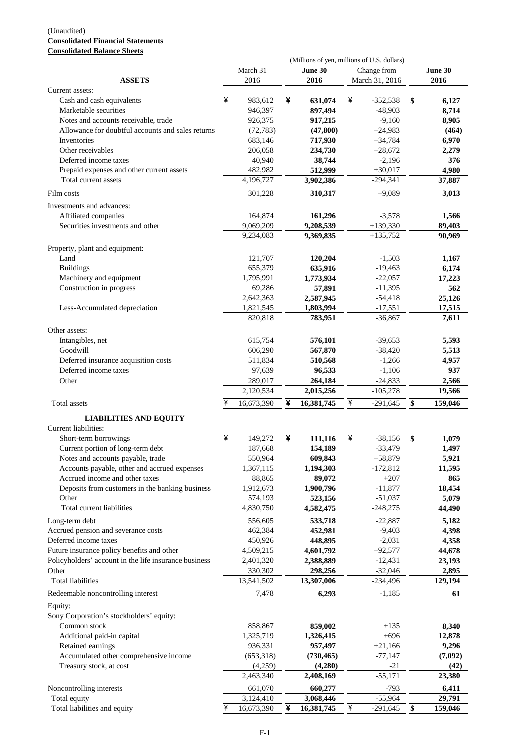(Unaudited)

**Consolidated Financial Statements**

**Consolidated Balance Sheets**

(Millions of yen, millions of U.S. dollars)

| ASSETS | March 31 2016 | **June 30 2016** | Change from March 31, 2016 | **June 30 2016** |
|---|---|---|---|---|
| Current assets: | | | | |
| Cash and cash equivalents | ¥ 983,612 | **¥ 631,074** | ¥ -352,538 | **$ 6,127** |
| Marketable securities | 946,397 | **897,494** | -48,903 | **8,714** |
| Notes and accounts receivable, trade | 926,375 | **917,215** | -9,160 | **8,905** |
| Allowance for doubtful accounts and sales returns | (72,783) | **(47,800)** | +24,983 | **(464)** |
| Inventories | 683,146 | **717,930** | +34,784 | **6,970** |
| Other receivables | 206,058 | **234,730** | +28,672 | **2,279** |
| Deferred income taxes | 40,940 | **38,744** | -2,196 | **376** |
| Prepaid expenses and other current assets | 482,982 | **512,999** | +30,017 | **4,980** |
| Total current assets | 4,196,727 | **3,902,386** | -294,341 | **37,887** |
| Film costs | 301,228 | **310,317** | +9,089 | **3,013** |
| Investments and advances: | | | | |
| Affiliated companies | 164,874 | **161,296** | -3,578 | **1,566** |
| Securities investments and other | 9,069,209 | **9,208,539** | +139,330 | **89,403** |
| | 9,234,083 | **9,369,835** | +135,752 | **90,969** |
| Property, plant and equipment: | | | | |
| Land | 121,707 | **120,204** | -1,503 | **1,167** |
| Buildings | 655,379 | **635,916** | -19,463 | **6,174** |
| Machinery and equipment | 1,795,991 | **1,773,934** | -22,057 | **17,223** |
| Construction in progress | 69,286 | **57,891** | -11,395 | **562** |
| | 2,642,363 | **2,587,945** | -54,418 | **25,126** |
| Less-Accumulated depreciation | 1,821,545 | **1,803,994** | -17,551 | **17,515** |
| | 820,818 | **783,951** | -36,867 | **7,611** |
| Other assets: | | | | |
| Intangibles, net | 615,754 | **576,101** | -39,653 | **5,593** |
| Goodwill | 606,290 | **567,870** | -38,420 | **5,513** |
| Deferred insurance acquisition costs | 511,834 | **510,568** | -1,266 | **4,957** |
| Deferred income taxes | 97,639 | **96,533** | -1,106 | **937** |
| Other | 289,017 | **264,184** | -24,833 | **2,566** |
| | 2,120,534 | **2,015,256** | -105,278 | **19,566** |
| Total assets | ¥ 16,673,390 | **¥ 16,381,745** | ¥ -291,645 | **$ 159,046** |
| **LIABILITIES AND EQUITY** | | | | |
| Current liabilities: | | | | |
| Short-term borrowings | ¥ 149,272 | **¥ 111,116** | ¥ -38,156 | **$ 1,079** |
| Current portion of long-term debt | 187,668 | **154,189** | -33,479 | **1,497** |
| Notes and accounts payable, trade | 550,964 | **609,843** | +58,879 | **5,921** |
| Accounts payable, other and accrued expenses | 1,367,115 | **1,194,303** | -172,812 | **11,595** |
| Accrued income and other taxes | 88,865 | **89,072** | +207 | **865** |
| Deposits from customers in the banking business | 1,912,673 | **1,900,796** | -11,877 | **18,454** |
| Other | 574,193 | **523,156** | -51,037 | **5,079** |
| Total current liabilities | 4,830,750 | **4,582,475** | -248,275 | **44,490** |
| Long-term debt | 556,605 | **533,718** | -22,887 | **5,182** |
| Accrued pension and severance costs | 462,384 | **452,981** | -9,403 | **4,398** |
| Deferred income taxes | 450,926 | **448,895** | -2,031 | **4,358** |
| Future insurance policy benefits and other | 4,509,215 | **4,601,792** | +92,577 | **44,678** |
| Policyholders' account in the life insurance business | 2,401,320 | **2,388,889** | -12,431 | **23,193** |
| Other | 330,302 | **298,256** | -32,046 | **2,895** |
| Total liabilities | 13,541,502 | **13,307,006** | -234,496 | **129,194** |
| Redeemable noncontrolling interest | 7,478 | **6,293** | -1,185 | **61** |
| Equity: | | | | |
| Sony Corporation's stockholders' equity: | | | | |
| Common stock | 858,867 | **859,002** | +135 | **8,340** |
| Additional paid-in capital | 1,325,719 | **1,326,415** | +696 | **12,878** |
| Retained earnings | 936,331 | **957,497** | +21,166 | **9,296** |
| Accumulated other comprehensive income | (653,318) | **(730,465)** | -77,147 | **(7,092)** |
| Treasury stock, at cost | (4,259) | **(4,280)** | -21 | **(42)** |
| | 2,463,340 | **2,408,169** | -55,171 | **23,380** |
| Noncontrolling interests | 661,070 | **660,277** | -793 | **6,411** |
| Total equity | 3,124,410 | **3,068,446** | -55,964 | **29,791** |
| Total liabilities and equity | ¥ 16,673,390 | **¥ 16,381,745** | ¥ -291,645 | **$ 159,046** |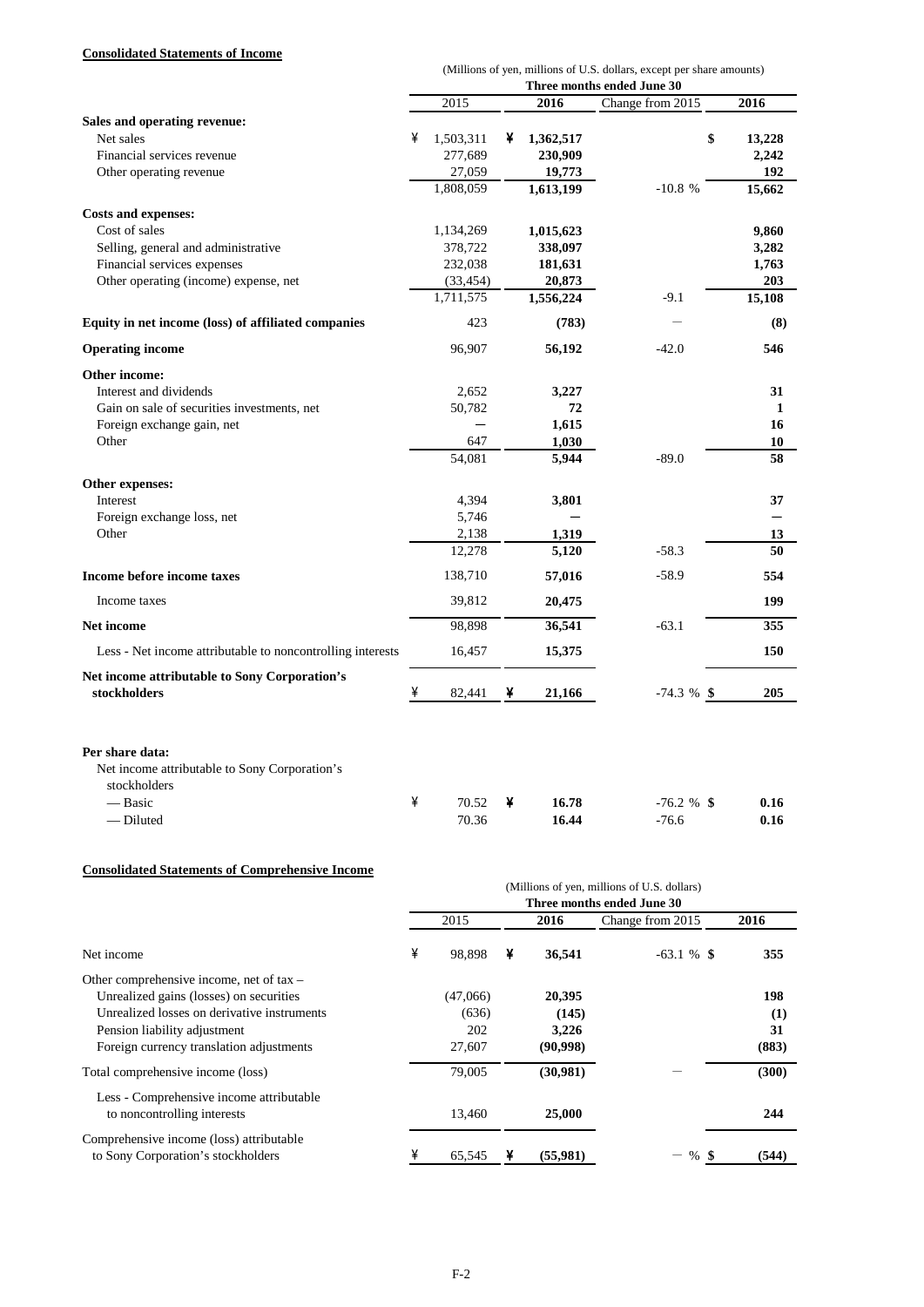**Consolidated Statements of Income**

| | (Millions of yen, millions of U.S. dollars, except per share amounts) | | | |
|---|---|---|---|---|
| | Three months ended June 30 | | | |
| | 2015 | 2016 | Change from 2015 | 2016 |
| **Sales and operating revenue:** | | | | |
| Net sales | ¥ 1,503,311 | ¥ 1,362,517 | | $ 13,228 |
| Financial services revenue | 277,689 | 230,909 | | 2,242 |
| Other operating revenue | 27,059 | 19,773 | | 192 |
| | 1,808,059 | 1,613,199 | -10.8 % | 15,662 |
| **Costs and expenses:** | | | | |
| Cost of sales | 1,134,269 | 1,015,623 | | 9,860 |
| Selling, general and administrative | 378,722 | 338,097 | | 3,282 |
| Financial services expenses | 232,038 | 181,631 | | 1,763 |
| Other operating (income) expense, net | (33,454) | 20,873 | | 203 |
| | 1,711,575 | 1,556,224 | -9.1 | 15,108 |
| **Equity in net income (loss) of affiliated companies** | 423 | (783) | — | (8) |
| **Operating income** | 96,907 | 56,192 | -42.0 | 546 |
| **Other income:** | | | | |
| Interest and dividends | 2,652 | 3,227 | | 31 |
| Gain on sale of securities investments, net | 50,782 | 72 | | 1 |
| Foreign exchange gain, net | — | 1,615 | | 16 |
| Other | 647 | 1,030 | | 10 |
| | 54,081 | 5,944 | -89.0 | 58 |
| **Other expenses:** | | | | |
| Interest | 4,394 | 3,801 | | 37 |
| Foreign exchange loss, net | 5,746 | — | | — |
| Other | 2,138 | 1,319 | | 13 |
| | 12,278 | 5,120 | -58.3 | 50 |
| **Income before income taxes** | 138,710 | 57,016 | -58.9 | 554 |
| Income taxes | 39,812 | 20,475 | | 199 |
| **Net income** | 98,898 | 36,541 | -63.1 | 355 |
| Less - Net income attributable to noncontrolling interests | 16,457 | 15,375 | | 150 |
| **Net income attributable to Sony Corporation's stockholders** | ¥ 82,441 | ¥ 21,166 | -74.3 % | $ 205 |
| **Per share data:** | | | | |
| Net income attributable to Sony Corporation's stockholders | | | | |
| — Basic | ¥ 70.52 | ¥ 16.78 | -76.2 % | $ 0.16 |
| — Diluted | 70.36 | 16.44 | -76.6 | 0.16 |

**Consolidated Statements of Comprehensive Income**

| | (Millions of yen, millions of U.S. dollars) | | | |
|---|---|---|---|---|
| | Three months ended June 30 | | | |
| | 2015 | 2016 | Change from 2015 | 2016 |
| Net income | ¥ 98,898 | ¥ 36,541 | -63.1 % | $ 355 |
| Other comprehensive income, net of tax – | | | | |
| Unrealized gains (losses) on securities | (47,066) | 20,395 | | 198 |
| Unrealized losses on derivative instruments | (636) | (145) | | (1) |
| Pension liability adjustment | 202 | 3,226 | | 31 |
| Foreign currency translation adjustments | 27,607 | (90,998) | | (883) |
| Total comprehensive income (loss) | 79,005 | (30,981) | — | (300) |
| Less - Comprehensive income attributable to noncontrolling interests | 13,460 | 25,000 | | 244 |
| Comprehensive income (loss) attributable to Sony Corporation's stockholders | ¥ 65,545 | ¥ (55,981) | — % | $ (544) |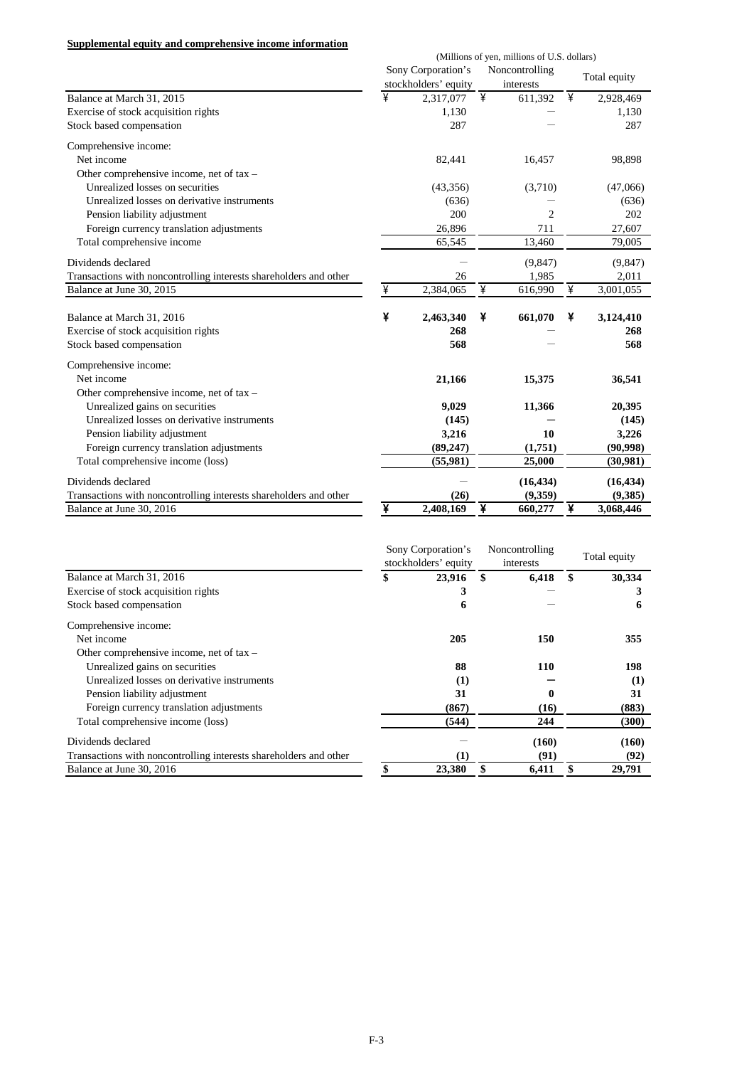**Supplemental equity and comprehensive income information**

(Millions of yen, millions of U.S. dollars)

| | Sony Corporation's stockholders' equity | Noncontrolling interests | Total equity |
|---|---|---|---|
| Balance at March 31, 2015 | ¥ 2,317,077 | ¥ 611,392 | ¥ 2,928,469 |
| Exercise of stock acquisition rights | 1,130 | — | 1,130 |
| Stock based compensation | 287 | — | 287 |
| Comprehensive income: | | | |
| Net income | 82,441 | 16,457 | 98,898 |
| Other comprehensive income, net of tax – | | | |
| Unrealized losses on securities | (43,356) | (3,710) | (47,066) |
| Unrealized losses on derivative instruments | (636) | — | (636) |
| Pension liability adjustment | 200 | 2 | 202 |
| Foreign currency translation adjustments | 26,896 | 711 | 27,607 |
| Total comprehensive income | 65,545 | 13,460 | 79,005 |
| Dividends declared | — | (9,847) | (9,847) |
| Transactions with noncontrolling interests shareholders and other | 26 | 1,985 | 2,011 |
| Balance at June 30, 2015 | ¥ 2,384,065 | ¥ 616,990 | ¥ 3,001,055 |
| | | | |
| Balance at March 31, 2016 | **¥ 2,463,340** | **¥ 661,070** | **¥ 3,124,410** |
| Exercise of stock acquisition rights | **268** | — | **268** |
| Stock based compensation | **568** | — | **568** |
| Comprehensive income: | | | |
| Net income | **21,166** | **15,375** | **36,541** |
| Other comprehensive income, net of tax – | | | |
| Unrealized gains on securities | **9,029** | **11,366** | **20,395** |
| Unrealized losses on derivative instruments | **(145)** | **—** | **(145)** |
| Pension liability adjustment | **3,216** | **10** | **3,226** |
| Foreign currency translation adjustments | **(89,247)** | **(1,751)** | **(90,998)** |
| Total comprehensive income (loss) | **(55,981)** | **25,000** | **(30,981)** |
| Dividends declared | — | **(16,434)** | **(16,434)** |
| Transactions with noncontrolling interests shareholders and other | **(26)** | **(9,359)** | **(9,385)** |
| Balance at June 30, 2016 | **¥ 2,408,169** | **¥ 660,277** | **¥ 3,068,446** |

| | Sony Corporation's stockholders' equity | Noncontrolling interests | Total equity |
|---|---|---|---|
| Balance at March 31, 2016 | **$ 23,916** | **$ 6,418** | **$ 30,334** |
| Exercise of stock acquisition rights | **3** | — | **3** |
| Stock based compensation | **6** | — | **6** |
| Comprehensive income: | | | |
| Net income | **205** | **150** | **355** |
| Other comprehensive income, net of tax – | | | |
| Unrealized gains on securities | **88** | **110** | **198** |
| Unrealized losses on derivative instruments | **(1)** | **—** | **(1)** |
| Pension liability adjustment | **31** | **0** | **31** |
| Foreign currency translation adjustments | **(867)** | **(16)** | **(883)** |
| Total comprehensive income (loss) | **(544)** | **244** | **(300)** |
| Dividends declared | — | **(160)** | **(160)** |
| Transactions with noncontrolling interests shareholders and other | **(1)** | **(91)** | **(92)** |
| Balance at June 30, 2016 | **$ 23,380** | **$ 6,411** | **$ 29,791** |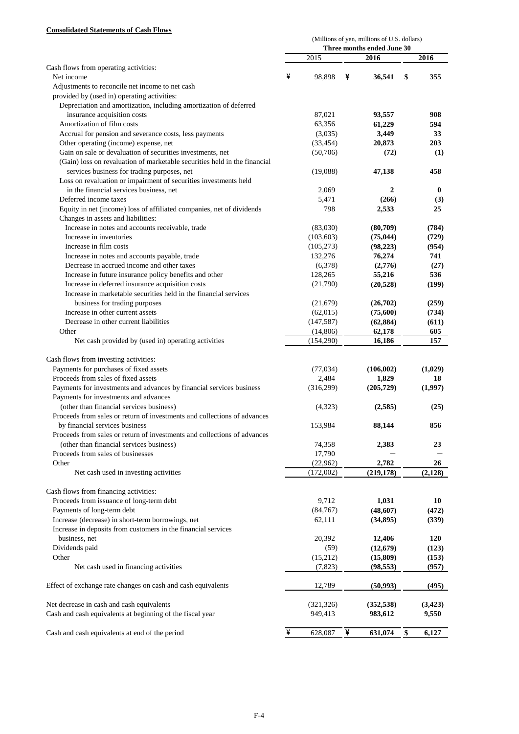**Consolidated Statements of Cash Flows**

| | (Millions of yen, millions of U.S. dollars) | | |
|---|---|---|---|
| | Three months ended June 30 | | |
| | 2015 | 2016 | 2016 |
| Cash flows from operating activities: | | | |
| Net income | ¥ 98,898 | ¥ **36,541** | $ **355** |
| Adjustments to reconcile net income to net cash provided by (used in) operating activities: | | | |
| Depreciation and amortization, including amortization of deferred insurance acquisition costs | 87,021 | **93,557** | **908** |
| Amortization of film costs | 63,356 | **61,229** | **594** |
| Accrual for pension and severance costs, less payments | (3,035) | **3,449** | **33** |
| Other operating (income) expense, net | (33,454) | **20,873** | **203** |
| Gain on sale or devaluation of securities investments, net | (50,706) | **(72)** | **(1)** |
| (Gain) loss on revaluation of marketable securities held in the financial services business for trading purposes, net | (19,088) | **47,138** | **458** |
| Loss on revaluation or impairment of securities investments held in the financial services business, net | 2,069 | **2** | **0** |
| Deferred income taxes | 5,471 | **(266)** | **(3)** |
| Equity in net (income) loss of affiliated companies, net of dividends | 798 | **2,533** | **25** |
| Changes in assets and liabilities: | | | |
| Increase in notes and accounts receivable, trade | (83,030) | **(80,709)** | **(784)** |
| Increase in inventories | (103,603) | **(75,044)** | **(729)** |
| Increase in film costs | (105,273) | **(98,223)** | **(954)** |
| Increase in notes and accounts payable, trade | 132,276 | **76,274** | **741** |
| Decrease in accrued income and other taxes | (6,378) | **(2,776)** | **(27)** |
| Increase in future insurance policy benefits and other | 128,265 | **55,216** | **536** |
| Increase in deferred insurance acquisition costs | (21,790) | **(20,528)** | **(199)** |
| Increase in marketable securities held in the financial services business for trading purposes | (21,679) | **(26,702)** | **(259)** |
| Increase in other current assets | (62,015) | **(75,600)** | **(734)** |
| Decrease in other current liabilities | (147,587) | **(62,884)** | **(611)** |
| Other | (14,806) | **62,178** | **605** |
| Net cash provided by (used in) operating activities | (154,290) | **16,186** | **157** |
| Cash flows from investing activities: | | | |
| Payments for purchases of fixed assets | (77,034) | **(106,002)** | **(1,029)** |
| Proceeds from sales of fixed assets | 2,484 | **1,829** | **18** |
| Payments for investments and advances by financial services business | (316,299) | **(205,729)** | **(1,997)** |
| Payments for investments and advances (other than financial services business) | (4,323) | **(2,585)** | **(25)** |
| Proceeds from sales or return of investments and collections of advances by financial services business | 153,984 | **88,144** | **856** |
| Proceeds from sales or return of investments and collections of advances (other than financial services business) | 74,358 | **2,383** | **23** |
| Proceeds from sales of businesses | 17,790 | — | — |
| Other | (22,962) | **2,782** | **26** |
| Net cash used in investing activities | (172,002) | **(219,178)** | **(2,128)** |
| Cash flows from financing activities: | | | |
| Proceeds from issuance of long-term debt | 9,712 | **1,031** | **10** |
| Payments of long-term debt | (84,767) | **(48,607)** | **(472)** |
| Increase (decrease) in short-term borrowings, net | 62,111 | **(34,895)** | **(339)** |
| Increase in deposits from customers in the financial services business, net | 20,392 | **12,406** | **120** |
| Dividends paid | (59) | **(12,679)** | **(123)** |
| Other | (15,212) | **(15,809)** | **(153)** |
| Net cash used in financing activities | (7,823) | **(98,553)** | **(957)** |
| Effect of exchange rate changes on cash and cash equivalents | 12,789 | **(50,993)** | **(495)** |
| Net decrease in cash and cash equivalents | (321,326) | **(352,538)** | **(3,423)** |
| Cash and cash equivalents at beginning of the fiscal year | 949,413 | **983,612** | **9,550** |
| Cash and cash equivalents at end of the period | ¥ 628,087 | ¥ **631,074** | $ **6,127** |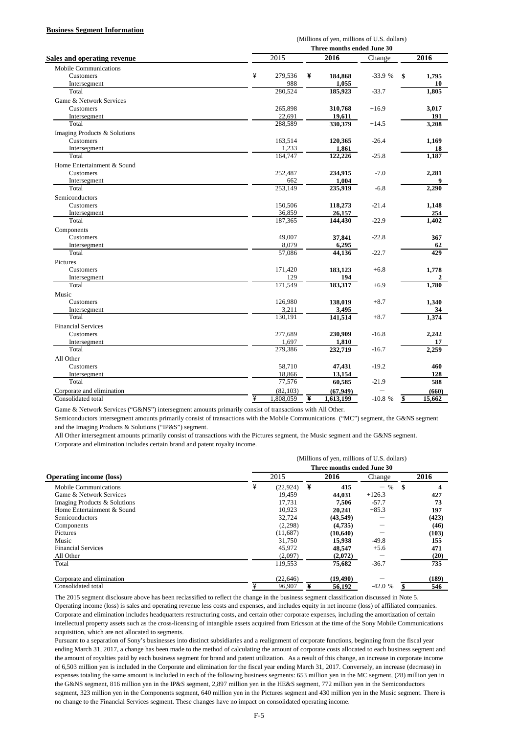**Business Segment Information**

| Sales and operating revenue | (Millions of yen, millions of U.S. dollars) | | | |
|---|---|---|---|---|
| | Three months ended June 30 | | | |
| | 2015 | 2016 | Change | 2016 |
| Mobile Communications | | | | |
| Customers | ¥ 279,536 | ¥ 184,868 | -33.9 % | $ 1,795 |
| Intersegment | 988 | 1,055 | | 10 |
| Total | 280,524 | 185,923 | -33.7 | 1,805 |
| Game & Network Services | | | | |
| Customers | 265,898 | 310,768 | +16.9 | 3,017 |
| Intersegment | 22,691 | 19,611 | | 191 |
| Total | 288,589 | 330,379 | +14.5 | 3,208 |
| Imaging Products & Solutions | | | | |
| Customers | 163,514 | 120,365 | -26.4 | 1,169 |
| Intersegment | 1,233 | 1,861 | | 18 |
| Total | 164,747 | 122,226 | -25.8 | 1,187 |
| Home Entertainment & Sound | | | | |
| Customers | 252,487 | 234,915 | -7.0 | 2,281 |
| Intersegment | 662 | 1,004 | | 9 |
| Total | 253,149 | 235,919 | -6.8 | 2,290 |
| Semiconductors | | | | |
| Customers | 150,506 | 118,273 | -21.4 | 1,148 |
| Intersegment | 36,859 | 26,157 | | 254 |
| Total | 187,365 | 144,430 | -22.9 | 1,402 |
| Components | | | | |
| Customers | 49,007 | 37,841 | -22.8 | 367 |
| Intersegment | 8,079 | 6,295 | | 62 |
| Total | 57,086 | 44,136 | -22.7 | 429 |
| Pictures | | | | |
| Customers | 171,420 | 183,123 | +6.8 | 1,778 |
| Intersegment | 129 | 194 | | 2 |
| Total | 171,549 | 183,317 | +6.9 | 1,780 |
| Music | | | | |
| Customers | 126,980 | 138,019 | +8.7 | 1,340 |
| Intersegment | 3,211 | 3,495 | | 34 |
| Total | 130,191 | 141,514 | +8.7 | 1,374 |
| Financial Services | | | | |
| Customers | 277,689 | 230,909 | -16.8 | 2,242 |
| Intersegment | 1,697 | 1,810 | | 17 |
| Total | 279,386 | 232,719 | -16.7 | 2,259 |
| All Other | | | | |
| Customers | 58,710 | 47,431 | -19.2 | 460 |
| Intersegment | 18,866 | 13,154 | | 128 |
| Total | 77,576 | 60,585 | -21.9 | 588 |
| Corporate and elimination | (82,103) | (67,949) | — | (660) |
| Consolidated total | ¥ 1,808,059 | ¥ 1,613,199 | -10.8 % | $ 15,662 |

Game & Network Services ("G&NS") intersegment amounts primarily consist of transactions with All Other.

Semiconductors intersegment amounts primarily consist of transactions with the Mobile Communications ("MC") segment, the G&NS segment and the Imaging Products & Solutions ("IP&S") segment.

All Other intersegment amounts primarily consist of transactions with the Pictures segment, the Music segment and the G&NS segment.

Corporate and elimination includes certain brand and patent royalty income.

| Operating income (loss) | (Millions of yen, millions of U.S. dollars) | | | |
|---|---|---|---|---|
| | Three months ended June 30 | | | |
| | 2015 | 2016 | Change | 2016 |
| Mobile Communications | ¥ (22,924) | ¥ 415 | — % | $ 4 |
| Game & Network Services | 19,459 | 44,031 | +126.3 | 427 |
| Imaging Products & Solutions | 17,731 | 7,506 | -57.7 | 73 |
| Home Entertainment & Sound | 10,923 | 20,241 | +85.3 | 197 |
| Semiconductors | 32,724 | (43,549) | — | (423) |
| Components | (2,298) | (4,735) | — | (46) |
| Pictures | (11,687) | (10,640) | — | (103) |
| Music | 31,750 | 15,938 | -49.8 | 155 |
| Financial Services | 45,972 | 48,547 | +5.6 | 471 |
| All Other | (2,097) | (2,072) | — | (20) |
| Total | 119,553 | 75,682 | -36.7 | 735 |
| Corporate and elimination | (22,646) | (19,490) | — | (189) |
| Consolidated total | ¥ 96,907 | ¥ 56,192 | -42.0 % | $ 546 |

The 2015 segment disclosure above has been reclassified to reflect the change in the business segment classification discussed in Note 5.

Operating income (loss) is sales and operating revenue less costs and expenses, and includes equity in net income (loss) of affiliated companies.

Corporate and elimination includes headquarters restructuring costs, and certain other corporate expenses, including the amortization of certain intellectual property assets such as the cross-licensing of intangible assets acquired from Ericsson at the time of the Sony Mobile Communications acquisition, which are not allocated to segments.

Pursuant to a separation of Sony's businesses into distinct subsidiaries and a realignment of corporate functions, beginning from the fiscal year ending March 31, 2017, a change has been made to the method of calculating the amount of corporate costs allocated to each business segment and the amount of royalties paid by each business segment for brand and patent utilization. As a result of this change, an increase in corporate income of 6,503 million yen is included in the Corporate and elimination for the fiscal year ending March 31, 2017. Conversely, an increase (decrease) in expenses totaling the same amount is included in each of the following business segments: 653 million yen in the MC segment, (28) million yen in the G&NS segment, 816 million yen in the IP&S segment, 2,897 million yen in the HE&S segment, 772 million yen in the Semiconductors segment, 323 million yen in the Components segment, 640 million yen in the Pictures segment and 430 million yen in the Music segment. There is no change to the Financial Services segment. These changes have no impact on consolidated operating income.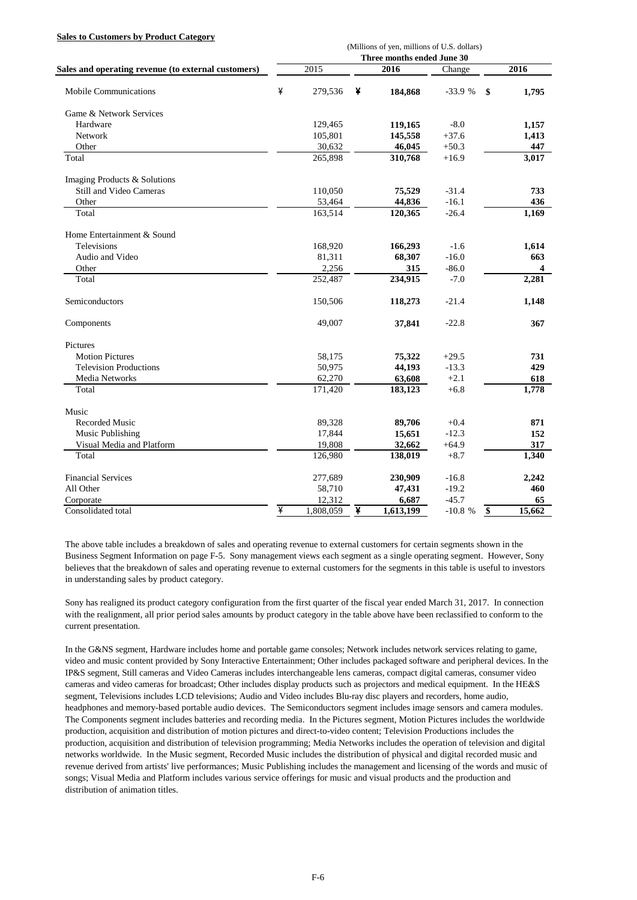**Sales to Customers by Product Category**

| Sales and operating revenue (to external customers) | 2015 | 2016 | Change | 2016 |
|---|---|---|---|---|
| | (Millions of yen, millions of U.S. dollars) | | | |
| | Three months ended June 30 | | | |
| Mobile Communications | ¥ 279,536 | ¥ **184,868** | -33.9 % | $ **1,795** |
| Game & Network Services | | | | |
| Hardware | 129,465 | **119,165** | -8.0 | **1,157** |
| Network | 105,801 | **145,558** | +37.6 | **1,413** |
| Other | 30,632 | **46,045** | +50.3 | **447** |
| Total | 265,898 | **310,768** | +16.9 | **3,017** |
| Imaging Products & Solutions | | | | |
| Still and Video Cameras | 110,050 | **75,529** | -31.4 | **733** |
| Other | 53,464 | **44,836** | -16.1 | **436** |
| Total | 163,514 | **120,365** | -26.4 | **1,169** |
| Home Entertainment & Sound | | | | |
| Televisions | 168,920 | **166,293** | -1.6 | **1,614** |
| Audio and Video | 81,311 | **68,307** | -16.0 | **663** |
| Other | 2,256 | **315** | -86.0 | **4** |
| Total | 252,487 | **234,915** | -7.0 | **2,281** |
| Semiconductors | 150,506 | **118,273** | -21.4 | **1,148** |
| Components | 49,007 | **37,841** | -22.8 | **367** |
| Pictures | | | | |
| Motion Pictures | 58,175 | **75,322** | +29.5 | **731** |
| Television Productions | 50,975 | **44,193** | -13.3 | **429** |
| Media Networks | 62,270 | **63,608** | +2.1 | **618** |
| Total | 171,420 | **183,123** | +6.8 | **1,778** |
| Music | | | | |
| Recorded Music | 89,328 | **89,706** | +0.4 | **871** |
| Music Publishing | 17,844 | **15,651** | -12.3 | **152** |
| Visual Media and Platform | 19,808 | **32,662** | +64.9 | **317** |
| Total | 126,980 | **138,019** | +8.7 | **1,340** |
| Financial Services | 277,689 | **230,909** | -16.8 | **2,242** |
| All Other | 58,710 | **47,431** | -19.2 | **460** |
| Corporate | 12,312 | **6,687** | -45.7 | **65** |
| Consolidated total | ¥ 1,808,059 | ¥ **1,613,199** | -10.8 % | $ **15,662** |

The above table includes a breakdown of sales and operating revenue to external customers for certain segments shown in the Business Segment Information on page F-5. Sony management views each segment as a single operating segment. However, Sony believes that the breakdown of sales and operating revenue to external customers for the segments in this table is useful to investors in understanding sales by product category.

Sony has realigned its product category configuration from the first quarter of the fiscal year ended March 31, 2017. In connection with the realignment, all prior period sales amounts by product category in the table above have been reclassified to conform to the current presentation.

In the G&NS segment, Hardware includes home and portable game consoles; Network includes network services relating to game, video and music content provided by Sony Interactive Entertainment; Other includes packaged software and peripheral devices. In the IP&S segment, Still cameras and Video Cameras includes interchangeable lens cameras, compact digital cameras, consumer video cameras and video cameras for broadcast; Other includes display products such as projectors and medical equipment. In the HE&S segment, Televisions includes LCD televisions; Audio and Video includes Blu-ray disc players and recorders, home audio, headphones and memory-based portable audio devices. The Semiconductors segment includes image sensors and camera modules. The Components segment includes batteries and recording media. In the Pictures segment, Motion Pictures includes the worldwide production, acquisition and distribution of motion pictures and direct-to-video content; Television Productions includes the production, acquisition and distribution of television programming; Media Networks includes the operation of television and digital networks worldwide. In the Music segment, Recorded Music includes the distribution of physical and digital recorded music and revenue derived from artists' live performances; Music Publishing includes the management and licensing of the words and music of songs; Visual Media and Platform includes various service offerings for music and visual products and the production and distribution of animation titles.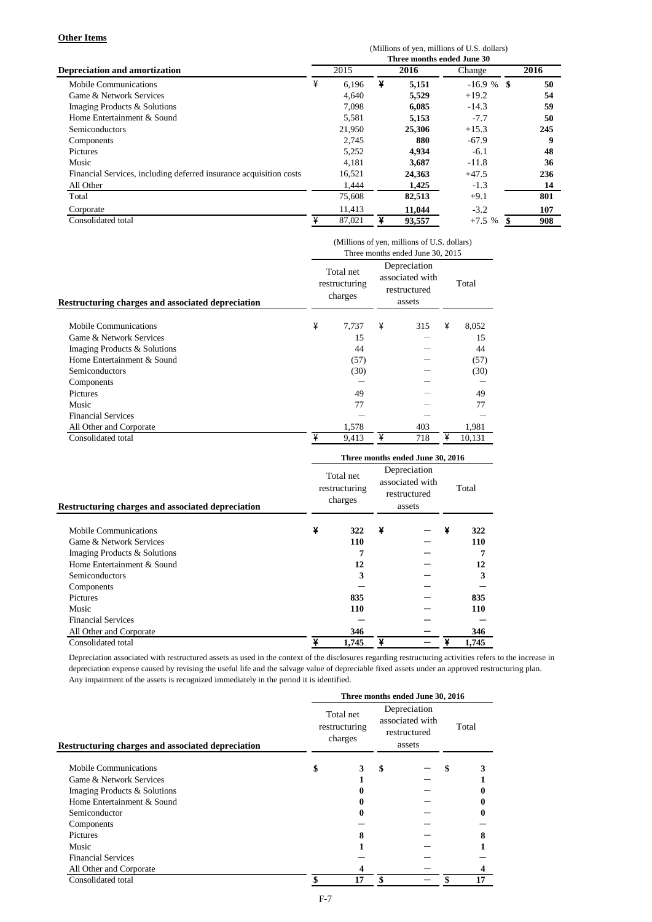**Other Items**

| Depreciation and amortization | (Millions of yen, millions of U.S. dollars) Three months ended June 30 | | | |
|---|---|---|---|---|
| | 2015 | 2016 | Change | 2016 |
| Mobile Communications | ¥ 6,196 | ¥ **5,151** | -16.9 % | $ **50** |
| Game & Network Services | 4,640 | **5,529** | +19.2 | **54** |
| Imaging Products & Solutions | 7,098 | **6,085** | -14.3 | **59** |
| Home Entertainment & Sound | 5,581 | **5,153** | -7.7 | **50** |
| Semiconductors | 21,950 | **25,306** | +15.3 | **245** |
| Components | 2,745 | **880** | -67.9 | **9** |
| Pictures | 5,252 | **4,934** | -6.1 | **48** |
| Music | 4,181 | **3,687** | -11.8 | **36** |
| Financial Services, including deferred insurance acquisition costs | 16,521 | **24,363** | +47.5 | **236** |
| All Other | 1,444 | **1,425** | -1.3 | **14** |
| Total | 75,608 | **82,513** | +9.1 | **801** |
| Corporate | 11,413 | **11,044** | -3.2 | **107** |
| Consolidated total | ¥ 87,021 | ¥ **93,557** | +7.5 % | $ **908** |

| Restructuring charges and associated depreciation | (Millions of yen, millions of U.S. dollars) Three months ended June 30, 2015 | | |
|---|---|---|---|
| | Total net restructuring charges | Depreciation associated with restructured assets | Total |
| Mobile Communications | ¥ 7,737 | ¥ 315 | ¥ 8,052 |
| Game & Network Services | 15 | — | 15 |
| Imaging Products & Solutions | 44 | — | 44 |
| Home Entertainment & Sound | (57) | — | (57) |
| Semiconductors | (30) | — | (30) |
| Components | — | — | — |
| Pictures | 49 | — | 49 |
| Music | 77 | — | 77 |
| Financial Services | — | — | — |
| All Other and Corporate | 1,578 | 403 | 1,981 |
| Consolidated total | ¥ 9,413 | ¥ 718 | ¥ 10,131 |

| Restructuring charges and associated depreciation | Three months ended June 30, 2016 | | |
|---|---|---|---|
| | Total net restructuring charges | Depreciation associated with restructured assets | Total |
| Mobile Communications | ¥ **322** | ¥ **—** | ¥ **322** |
| Game & Network Services | **110** | **—** | **110** |
| Imaging Products & Solutions | **7** | **—** | **7** |
| Home Entertainment & Sound | **12** | **—** | **12** |
| Semiconductors | **3** | **—** | **3** |
| Components | **—** | **—** | **—** |
| Pictures | **835** | **—** | **835** |
| Music | **110** | **—** | **110** |
| Financial Services | **—** | **—** | **—** |
| All Other and Corporate | **346** | **—** | **346** |
| Consolidated total | ¥ **1,745** | ¥ **—** | ¥ **1,745** |

Depreciation associated with restructured assets as used in the context of the disclosures regarding restructuring activities refers to the increase in depreciation expense caused by revising the useful life and the salvage value of depreciable fixed assets under an approved restructuring plan. Any impairment of the assets is recognized immediately in the period it is identified.

| Restructuring charges and associated depreciation | Three months ended June 30, 2016 | | |
|---|---|---|---|
| | Total net restructuring charges | Depreciation associated with restructured assets | Total |
| Mobile Communications | $ **3** | $ **—** | $ **3** |
| Game & Network Services | **1** | **—** | **1** |
| Imaging Products & Solutions | **0** | **—** | **0** |
| Home Entertainment & Sound | **0** | **—** | **0** |
| Semiconductor | **0** | **—** | **0** |
| Components | **—** | **—** | **—** |
| Pictures | **8** | **—** | **8** |
| Music | **1** | **—** | **1** |
| Financial Services | **—** | **—** | **—** |
| All Other and Corporate | **4** | **—** | **4** |
| Consolidated total | $ **17** | $ **—** | $ **17** |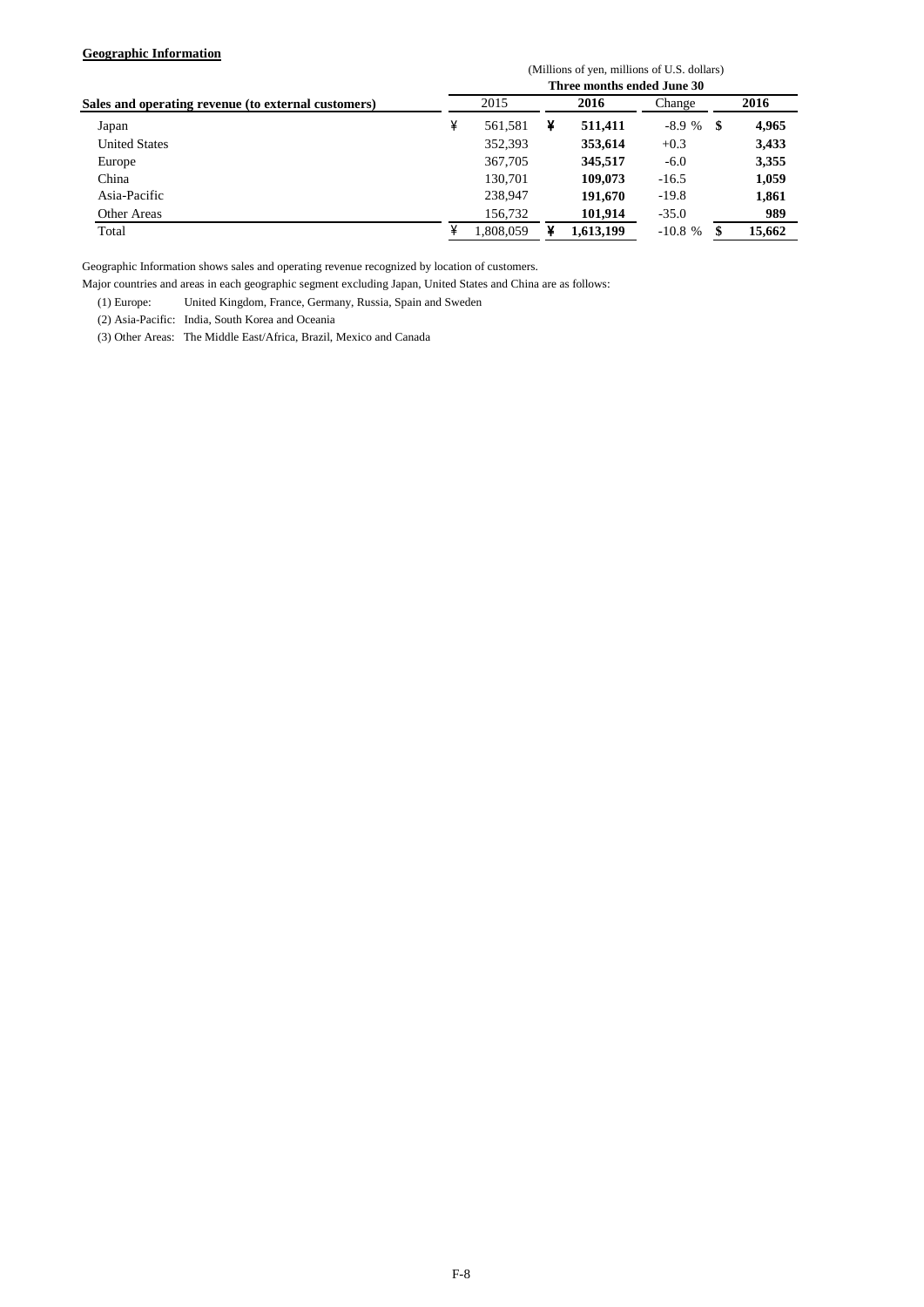**Geographic Information**

| Sales and operating revenue (to external customers) | (Millions of yen, millions of U.S. dollars) Three months ended June 30 | | | |
|---|---|---|---|---|
| | 2015 | **2016** | Change | **2016** |
| Japan | ¥ 561,581 | ¥ **511,411** | -8.9 % | $ **4,965** |
| United States | 352,393 | **353,614** | +0.3 | **3,433** |
| Europe | 367,705 | **345,517** | -6.0 | **3,355** |
| China | 130,701 | **109,073** | -16.5 | **1,059** |
| Asia-Pacific | 238,947 | **191,670** | -19.8 | **1,861** |
| Other Areas | 156,732 | **101,914** | -35.0 | **989** |
| Total | ¥ 1,808,059 | ¥ **1,613,199** | -10.8 % | $ **15,662** |

Geographic Information shows sales and operating revenue recognized by location of customers.

Major countries and areas in each geographic segment excluding Japan, United States and China are as follows:

(1) Europe: United Kingdom, France, Germany, Russia, Spain and Sweden

(2) Asia-Pacific: India, South Korea and Oceania

(3) Other Areas: The Middle East/Africa, Brazil, Mexico and Canada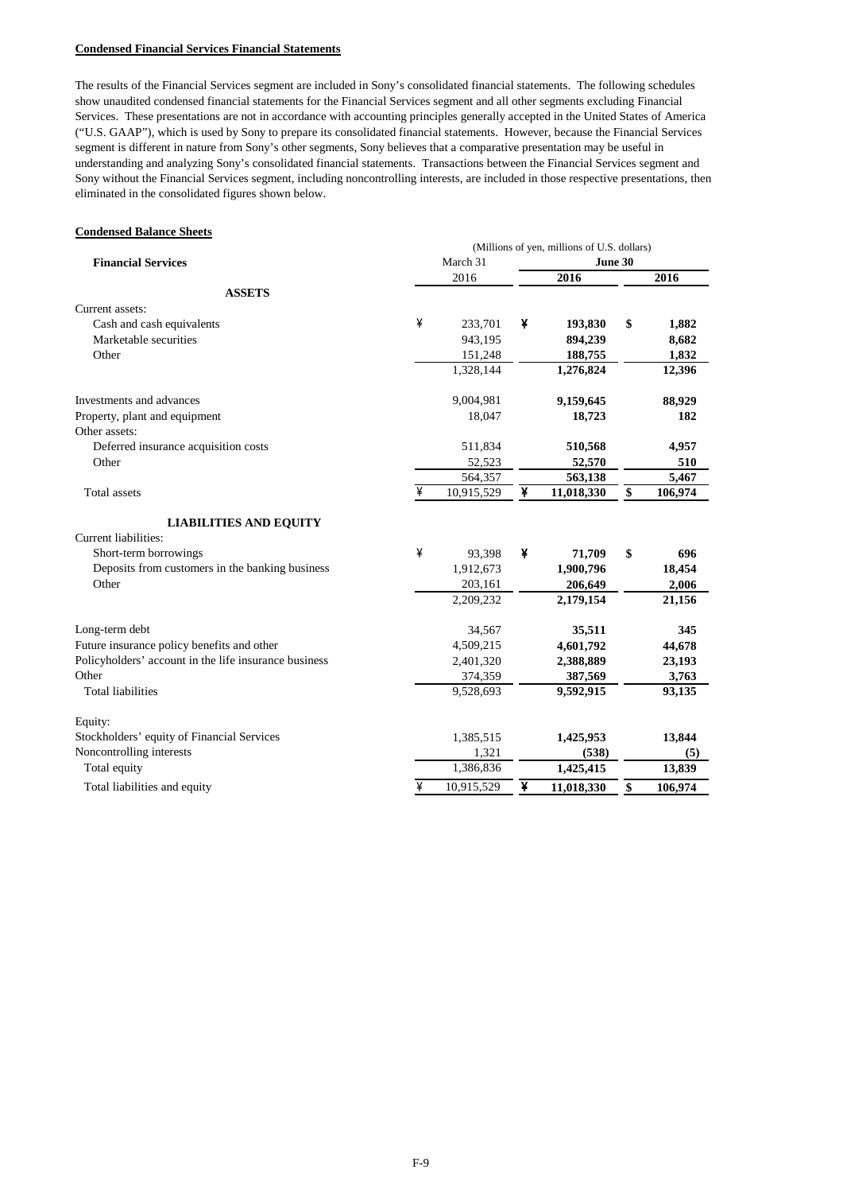**Condensed Financial Services Financial Statements**

The results of the Financial Services segment are included in Sony's consolidated financial statements. The following schedules show unaudited condensed financial statements for the Financial Services segment and all other segments excluding Financial Services. These presentations are not in accordance with accounting principles generally accepted in the United States of America ("U.S. GAAP"), which is used by Sony to prepare its consolidated financial statements. However, because the Financial Services segment is different in nature from Sony's other segments, Sony believes that a comparative presentation may be useful in understanding and analyzing Sony's consolidated financial statements. Transactions between the Financial Services segment and Sony without the Financial Services segment, including noncontrolling interests, are included in those respective presentations, then eliminated in the consolidated figures shown below.

**Condensed Balance Sheets**

| | (Millions of yen, millions of U.S. dollars) | | |
|---|---|---|---|
| **Financial Services** | March 31 | **June 30** | |
| | 2016 | **2016** | **2016** |
| **ASSETS** | | | |
| Current assets: | | | |
| Cash and cash equivalents | ¥ 233,701 | **¥ 193,830** | **$ 1,882** |
| Marketable securities | 943,195 | **894,239** | **8,682** |
| Other | 151,248 | **188,755** | **1,832** |
| | 1,328,144 | **1,276,824** | **12,396** |
| Investments and advances | 9,004,981 | **9,159,645** | **88,929** |
| Property, plant and equipment | 18,047 | **18,723** | **182** |
| Other assets: | | | |
| Deferred insurance acquisition costs | 511,834 | **510,568** | **4,957** |
| Other | 52,523 | **52,570** | **510** |
| | 564,357 | **563,138** | **5,467** |
| Total assets | ¥ 10,915,529 | **¥ 11,018,330** | **$ 106,974** |
| **LIABILITIES AND EQUITY** | | | |
| Current liabilities: | | | |
| Short-term borrowings | ¥ 93,398 | **¥ 71,709** | **$ 696** |
| Deposits from customers in the banking business | 1,912,673 | **1,900,796** | **18,454** |
| Other | 203,161 | **206,649** | **2,006** |
| | 2,209,232 | **2,179,154** | **21,156** |
| Long-term debt | 34,567 | **35,511** | **345** |
| Future insurance policy benefits and other | 4,509,215 | **4,601,792** | **44,678** |
| Policyholders' account in the life insurance business | 2,401,320 | **2,388,889** | **23,193** |
| Other | 374,359 | **387,569** | **3,763** |
| Total liabilities | 9,528,693 | **9,592,915** | **93,135** |
| Equity: | | | |
| Stockholders' equity of Financial Services | 1,385,515 | **1,425,953** | **13,844** |
| Noncontrolling interests | 1,321 | **(538)** | **(5)** |
| Total equity | 1,386,836 | **1,425,415** | **13,839** |
| Total liabilities and equity | ¥ 10,915,529 | **¥ 11,018,330** | **$ 106,974** |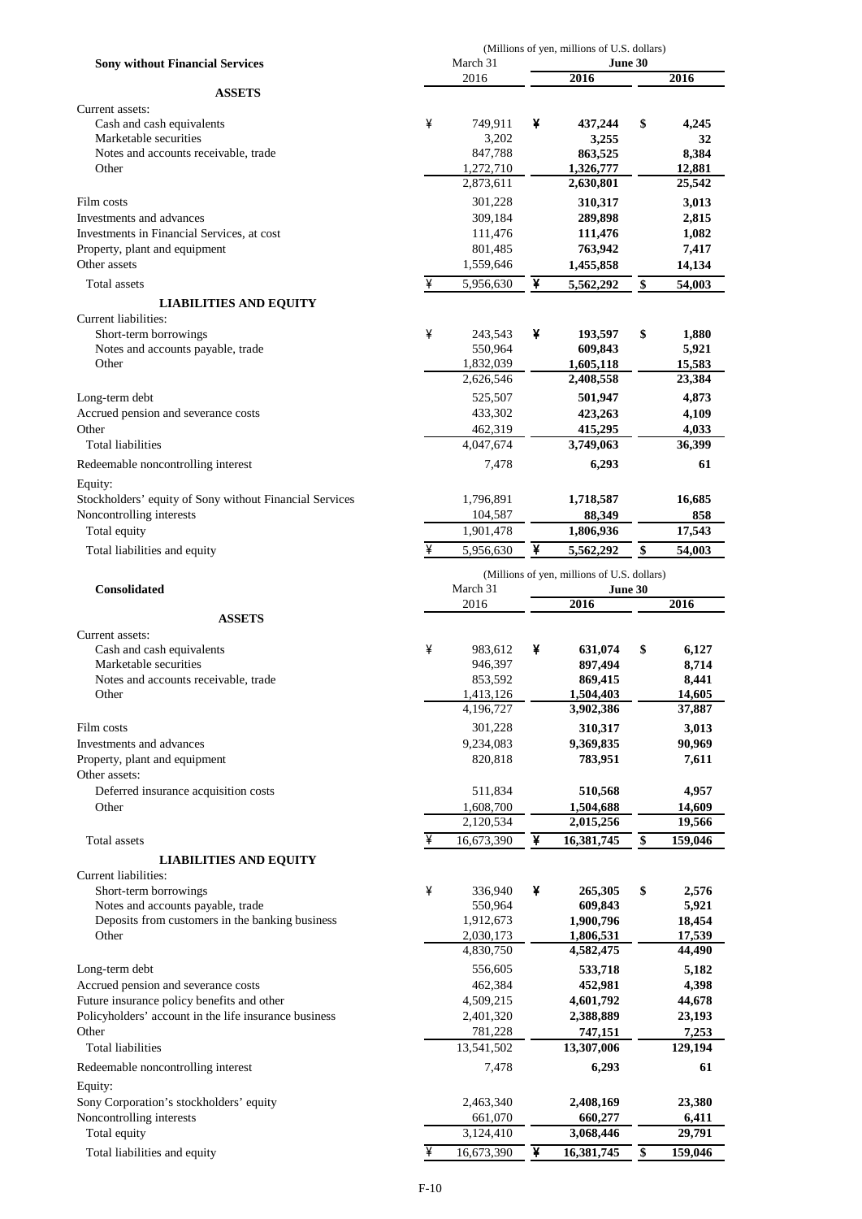| Sony without Financial Services | March 31 2016 | June 30 2016 | June 30 2016 |
|---|---|---|---|
| | (Millions of yen, millions of U.S. dollars) | | |
| **ASSETS** | | | |
| Current assets: | | | |
| Cash and cash equivalents | ¥ 749,911 | ¥ **437,244** | $ **4,245** |
| Marketable securities | 3,202 | **3,255** | **32** |
| Notes and accounts receivable, trade | 847,788 | **863,525** | **8,384** |
| Other | 1,272,710 | **1,326,777** | **12,881** |
| | 2,873,611 | **2,630,801** | **25,542** |
| Film costs | 301,228 | **310,317** | **3,013** |
| Investments and advances | 309,184 | **289,898** | **2,815** |
| Investments in Financial Services, at cost | 111,476 | **111,476** | **1,082** |
| Property, plant and equipment | 801,485 | **763,942** | **7,417** |
| Other assets | 1,559,646 | **1,455,858** | **14,134** |
| Total assets | ¥ 5,956,630 | ¥ **5,562,292** | $ **54,003** |
| **LIABILITIES AND EQUITY** | | | |
| Current liabilities: | | | |
| Short-term borrowings | ¥ 243,543 | ¥ **193,597** | $ **1,880** |
| Notes and accounts payable, trade | 550,964 | **609,843** | **5,921** |
| Other | 1,832,039 | **1,605,118** | **15,583** |
| | 2,626,546 | **2,408,558** | **23,384** |
| Long-term debt | 525,507 | **501,947** | **4,873** |
| Accrued pension and severance costs | 433,302 | **423,263** | **4,109** |
| Other | 462,319 | **415,295** | **4,033** |
| Total liabilities | 4,047,674 | **3,749,063** | **36,399** |
| Redeemable noncontrolling interest | 7,478 | **6,293** | **61** |
| Equity: | | | |
| Stockholders' equity of Sony without Financial Services | 1,796,891 | **1,718,587** | **16,685** |
| Noncontrolling interests | 104,587 | **88,349** | **858** |
| Total equity | 1,901,478 | **1,806,936** | **17,543** |
| Total liabilities and equity | ¥ 5,956,630 | ¥ **5,562,292** | $ **54,003** |

| Consolidated | March 31 2016 | June 30 2016 | June 30 2016 |
|---|---|---|---|
| | (Millions of yen, millions of U.S. dollars) | | |
| **ASSETS** | | | |
| Current assets: | | | |
| Cash and cash equivalents | ¥ 983,612 | ¥ **631,074** | $ **6,127** |
| Marketable securities | 946,397 | **897,494** | **8,714** |
| Notes and accounts receivable, trade | 853,592 | **869,415** | **8,441** |
| Other | 1,413,126 | **1,504,403** | **14,605** |
| | 4,196,727 | **3,902,386** | **37,887** |
| Film costs | 301,228 | **310,317** | **3,013** |
| Investments and advances | 9,234,083 | **9,369,835** | **90,969** |
| Property, plant and equipment | 820,818 | **783,951** | **7,611** |
| Other assets: | | | |
| Deferred insurance acquisition costs | 511,834 | **510,568** | **4,957** |
| Other | 1,608,700 | **1,504,688** | **14,609** |
| | 2,120,534 | **2,015,256** | **19,566** |
| Total assets | ¥ 16,673,390 | ¥ **16,381,745** | $ **159,046** |
| **LIABILITIES AND EQUITY** | | | |
| Current liabilities: | | | |
| Short-term borrowings | ¥ 336,940 | ¥ **265,305** | $ **2,576** |
| Notes and accounts payable, trade | 550,964 | **609,843** | **5,921** |
| Deposits from customers in the banking business | 1,912,673 | **1,900,796** | **18,454** |
| Other | 2,030,173 | **1,806,531** | **17,539** |
| | 4,830,750 | **4,582,475** | **44,490** |
| Long-term debt | 556,605 | **533,718** | **5,182** |
| Accrued pension and severance costs | 462,384 | **452,981** | **4,398** |
| Future insurance policy benefits and other | 4,509,215 | **4,601,792** | **44,678** |
| Policyholders' account in the life insurance business | 2,401,320 | **2,388,889** | **23,193** |
| Other | 781,228 | **747,151** | **7,253** |
| Total liabilities | 13,541,502 | **13,307,006** | **129,194** |
| Redeemable noncontrolling interest | 7,478 | **6,293** | **61** |
| Equity: | | | |
| Sony Corporation's stockholders' equity | 2,463,340 | **2,408,169** | **23,380** |
| Noncontrolling interests | 661,070 | **660,277** | **6,411** |
| Total equity | 3,124,410 | **3,068,446** | **29,791** |
| Total liabilities and equity | ¥ 16,673,390 | ¥ **16,381,745** | $ **159,046** |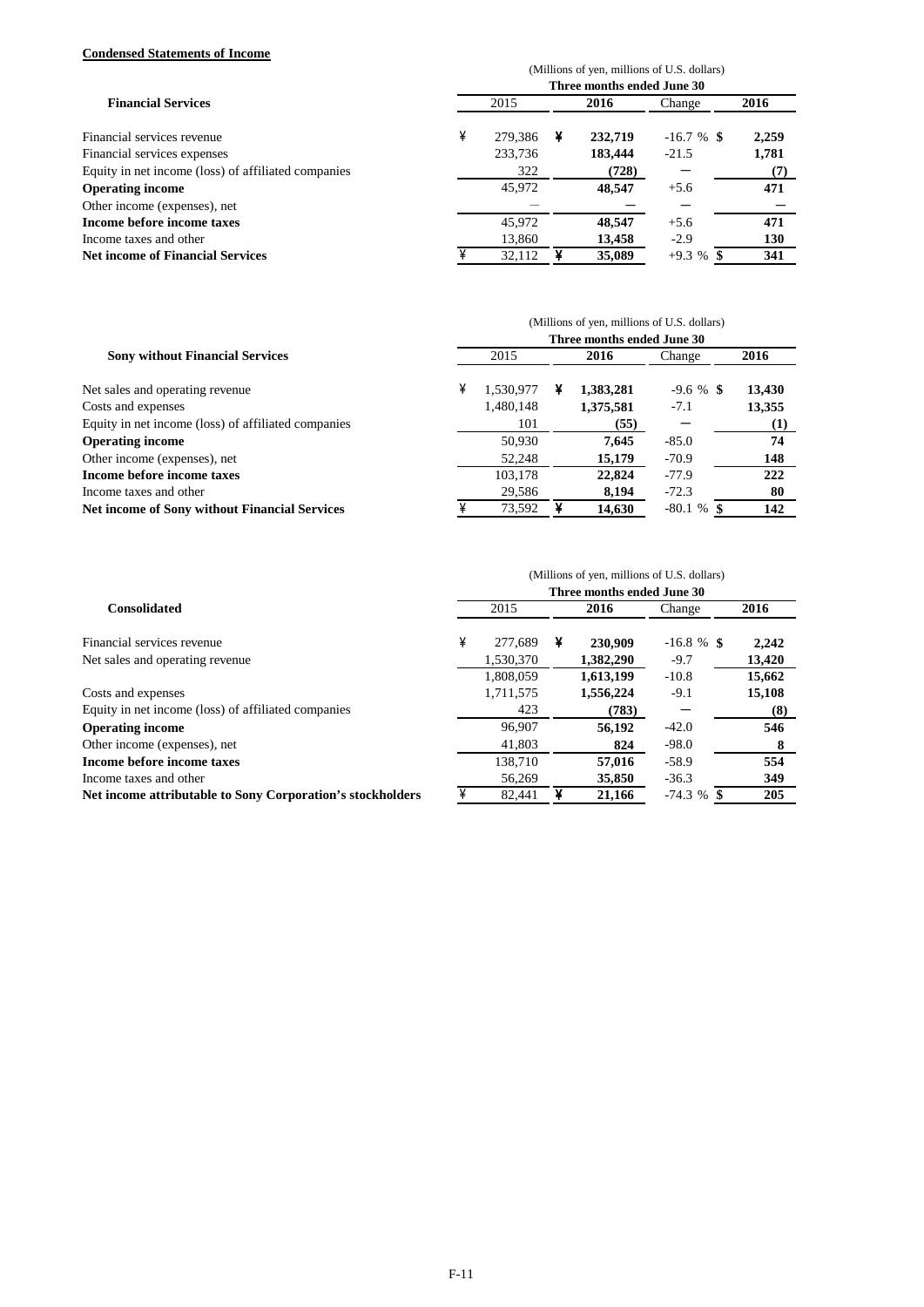**Condensed Statements of Income**

| Financial Services | (Millions of yen, millions of U.S. dollars) | | | |
|---|---|---|---|---|
| | Three months ended June 30 | | | |
| | 2015 | 2016 | Change | 2016 |
| Financial services revenue | ¥ 279,386 | ¥ **232,719** | -16.7 % | $ **2,259** |
| Financial services expenses | 233,736 | **183,444** | -21.5 | **1,781** |
| Equity in net income (loss) of affiliated companies | 322 | **(728)** | − | **(7)** |
| **Operating income** | 45,972 | **48,547** | +5.6 | **471** |
| Other income (expenses), net | − | **−** | − | **−** |
| **Income before income taxes** | 45,972 | **48,547** | +5.6 | **471** |
| Income taxes and other | 13,860 | **13,458** | -2.9 | **130** |
| **Net income of Financial Services** | ¥ 32,112 | ¥ **35,089** | +9.3 % | $ **341** |

| Sony without Financial Services | (Millions of yen, millions of U.S. dollars) | | | |
|---|---|---|---|---|
| | Three months ended June 30 | | | |
| | 2015 | 2016 | Change | 2016 |
| Net sales and operating revenue | ¥ 1,530,977 | ¥ **1,383,281** | -9.6 % | $ **13,430** |
| Costs and expenses | 1,480,148 | **1,375,581** | -7.1 | **13,355** |
| Equity in net income (loss) of affiliated companies | 101 | **(55)** | − | **(1)** |
| **Operating income** | 50,930 | **7,645** | -85.0 | **74** |
| Other income (expenses), net | 52,248 | **15,179** | -70.9 | **148** |
| **Income before income taxes** | 103,178 | **22,824** | -77.9 | **222** |
| Income taxes and other | 29,586 | **8,194** | -72.3 | **80** |
| **Net income of Sony without Financial Services** | ¥ 73,592 | ¥ **14,630** | -80.1 % | $ **142** |

| Consolidated | (Millions of yen, millions of U.S. dollars) | | | |
|---|---|---|---|---|
| | Three months ended June 30 | | | |
| | 2015 | 2016 | Change | 2016 |
| Financial services revenue | ¥ 277,689 | ¥ **230,909** | -16.8 % | $ **2,242** |
| Net sales and operating revenue | 1,530,370 | **1,382,290** | -9.7 | **13,420** |
| | 1,808,059 | **1,613,199** | -10.8 | **15,662** |
| Costs and expenses | 1,711,575 | **1,556,224** | -9.1 | **15,108** |
| Equity in net income (loss) of affiliated companies | 423 | **(783)** | − | **(8)** |
| **Operating income** | 96,907 | **56,192** | -42.0 | **546** |
| Other income (expenses), net | 41,803 | **824** | -98.0 | **8** |
| **Income before income taxes** | 138,710 | **57,016** | -58.9 | **554** |
| Income taxes and other | 56,269 | **35,850** | -36.3 | **349** |
| **Net income attributable to Sony Corporation's stockholders** | ¥ 82,441 | ¥ **21,166** | -74.3 % | $ **205** |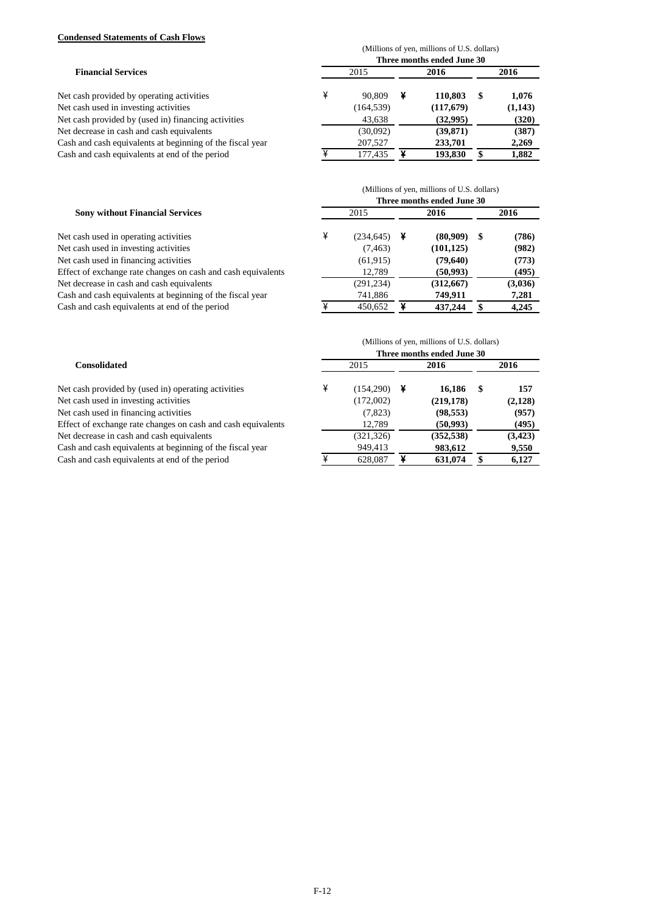**Condensed Statements of Cash Flows**

| Financial Services | (Millions of yen, millions of U.S. dollars) Three months ended June 30 | | |
|---|---|---|---|
| | 2015 | 2016 | 2016 |
| Net cash provided by operating activities | ¥ 90,809 | ¥ **110,803** | $ **1,076** |
| Net cash used in investing activities | (164,539) | **(117,679)** | **(1,143)** |
| Net cash provided by (used in) financing activities | 43,638 | **(32,995)** | **(320)** |
| Net decrease in cash and cash equivalents | (30,092) | **(39,871)** | **(387)** |
| Cash and cash equivalents at beginning of the fiscal year | 207,527 | **233,701** | **2,269** |
| Cash and cash equivalents at end of the period | ¥ 177,435 | ¥ **193,830** | $ **1,882** |

| Sony without Financial Services | (Millions of yen, millions of U.S. dollars) Three months ended June 30 | | |
|---|---|---|---|
| | 2015 | 2016 | 2016 |
| Net cash used in operating activities | ¥ (234,645) | ¥ **(80,909)** | $ **(786)** |
| Net cash used in investing activities | (7,463) | **(101,125)** | **(982)** |
| Net cash used in financing activities | (61,915) | **(79,640)** | **(773)** |
| Effect of exchange rate changes on cash and cash equivalents | 12,789 | **(50,993)** | **(495)** |
| Net decrease in cash and cash equivalents | (291,234) | **(312,667)** | **(3,036)** |
| Cash and cash equivalents at beginning of the fiscal year | 741,886 | **749,911** | **7,281** |
| Cash and cash equivalents at end of the period | ¥ 450,652 | ¥ **437,244** | $ **4,245** |

| Consolidated | (Millions of yen, millions of U.S. dollars) Three months ended June 30 | | |
|---|---|---|---|
| | 2015 | 2016 | 2016 |
| Net cash provided by (used in) operating activities | ¥ (154,290) | ¥ **16,186** | $ **157** |
| Net cash used in investing activities | (172,002) | **(219,178)** | **(2,128)** |
| Net cash used in financing activities | (7,823) | **(98,553)** | **(957)** |
| Effect of exchange rate changes on cash and cash equivalents | 12,789 | **(50,993)** | **(495)** |
| Net decrease in cash and cash equivalents | (321,326) | **(352,538)** | **(3,423)** |
| Cash and cash equivalents at beginning of the fiscal year | 949,413 | **983,612** | **9,550** |
| Cash and cash equivalents at end of the period | ¥ 628,087 | ¥ **631,074** | $ **6,127** |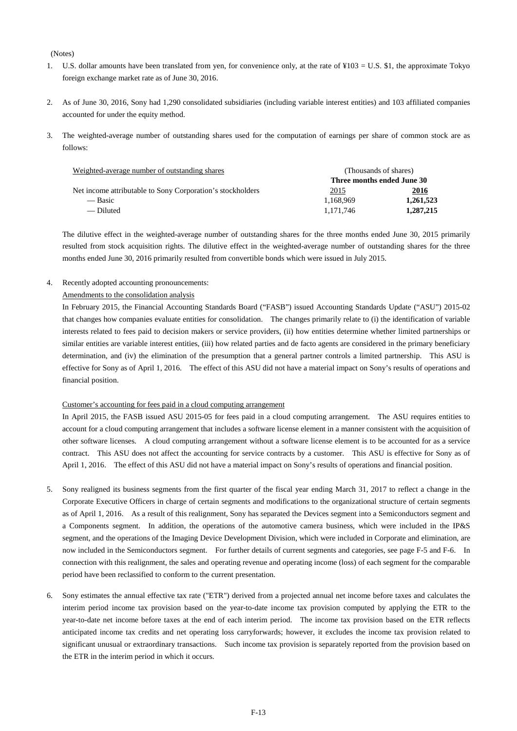(Notes)

1. U.S. dollar amounts have been translated from yen, for convenience only, at the rate of ¥103 = U.S. $1, the approximate Tokyo foreign exchange market rate as of June 30, 2016.

2. As of June 30, 2016, Sony had 1,290 consolidated subsidiaries (including variable interest entities) and 103 affiliated companies accounted for under the equity method.

3. The weighted-average number of outstanding shares used for the computation of earnings per share of common stock are as follows:

| Weighted-average number of outstanding shares | (Thousands of shares) Three months ended June 30 | |
|---|---|---|
| Net income attributable to Sony Corporation's stockholders | 2015 | **2016** |
| — Basic | 1,168,969 | **1,261,523** |
| — Diluted | 1,171,746 | **1,287,215** |

The dilutive effect in the weighted-average number of outstanding shares for the three months ended June 30, 2015 primarily resulted from stock acquisition rights. The dilutive effect in the weighted-average number of outstanding shares for the three months ended June 30, 2016 primarily resulted from convertible bonds which were issued in July 2015.

4. Recently adopted accounting pronouncements:

Amendments to the consolidation analysis

In February 2015, the Financial Accounting Standards Board ("FASB") issued Accounting Standards Update ("ASU") 2015-02 that changes how companies evaluate entities for consolidation. The changes primarily relate to (i) the identification of variable interests related to fees paid to decision makers or service providers, (ii) how entities determine whether limited partnerships or similar entities are variable interest entities, (iii) how related parties and de facto agents are considered in the primary beneficiary determination, and (iv) the elimination of the presumption that a general partner controls a limited partnership. This ASU is effective for Sony as of April 1, 2016. The effect of this ASU did not have a material impact on Sony's results of operations and financial position.

Customer's accounting for fees paid in a cloud computing arrangement

In April 2015, the FASB issued ASU 2015-05 for fees paid in a cloud computing arrangement. The ASU requires entities to account for a cloud computing arrangement that includes a software license element in a manner consistent with the acquisition of other software licenses. A cloud computing arrangement without a software license element is to be accounted for as a service contract. This ASU does not affect the accounting for service contracts by a customer. This ASU is effective for Sony as of April 1, 2016. The effect of this ASU did not have a material impact on Sony's results of operations and financial position.

5. Sony realigned its business segments from the first quarter of the fiscal year ending March 31, 2017 to reflect a change in the Corporate Executive Officers in charge of certain segments and modifications to the organizational structure of certain segments as of April 1, 2016. As a result of this realignment, Sony has separated the Devices segment into a Semiconductors segment and a Components segment. In addition, the operations of the automotive camera business, which were included in the IP&S segment, and the operations of the Imaging Device Development Division, which were included in Corporate and elimination, are now included in the Semiconductors segment. For further details of current segments and categories, see page F-5 and F-6. In connection with this realignment, the sales and operating revenue and operating income (loss) of each segment for the comparable period have been reclassified to conform to the current presentation.

6. Sony estimates the annual effective tax rate ("ETR") derived from a projected annual net income before taxes and calculates the interim period income tax provision based on the year-to-date income tax provision computed by applying the ETR to the year-to-date net income before taxes at the end of each interim period. The income tax provision based on the ETR reflects anticipated income tax credits and net operating loss carryforwards; however, it excludes the income tax provision related to significant unusual or extraordinary transactions. Such income tax provision is separately reported from the provision based on the ETR in the interim period in which it occurs.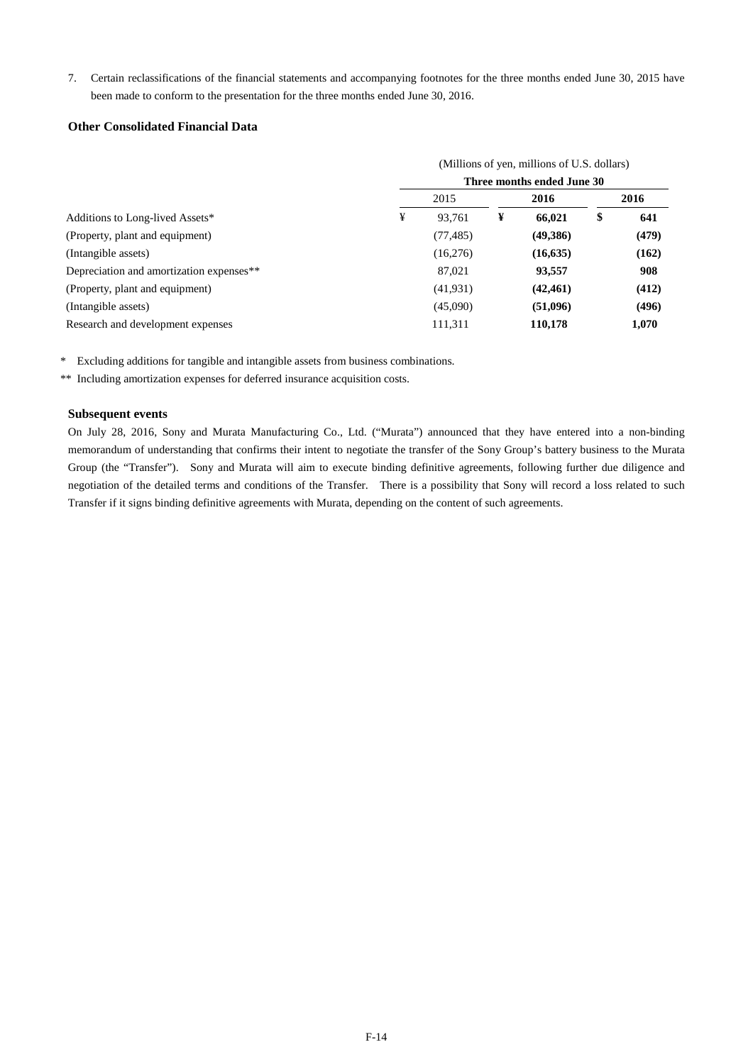7. Certain reclassifications of the financial statements and accompanying footnotes for the three months ended June 30, 2015 have been made to conform to the presentation for the three months ended June 30, 2016.

**Other Consolidated Financial Data**

| | (Millions of yen, millions of U.S. dollars) | | |
|---|---|---|---|
| | Three months ended June 30 | | |
| | 2015 | **2016** | **2016** |
| Additions to Long-lived Assets* | ¥ 93,761 | ¥ **66,021** | $ **641** |
| (Property, plant and equipment) | (77,485) | **(49,386)** | **(479)** |
| (Intangible assets) | (16,276) | **(16,635)** | **(162)** |
| Depreciation and amortization expenses** | 87,021 | **93,557** | **908** |
| (Property, plant and equipment) | (41,931) | **(42,461)** | **(412)** |
| (Intangible assets) | (45,090) | **(51,096)** | **(496)** |
| Research and development expenses | 111,311 | **110,178** | **1,070** |

\* Excluding additions for tangible and intangible assets from business combinations.

\*\* Including amortization expenses for deferred insurance acquisition costs.

**Subsequent events**

On July 28, 2016, Sony and Murata Manufacturing Co., Ltd. ("Murata") announced that they have entered into a non-binding memorandum of understanding that confirms their intent to negotiate the transfer of the Sony Group's battery business to the Murata Group (the "Transfer"). Sony and Murata will aim to execute binding definitive agreements, following further due diligence and negotiation of the detailed terms and conditions of the Transfer. There is a possibility that Sony will record a loss related to such Transfer if it signs binding definitive agreements with Murata, depending on the content of such agreements.